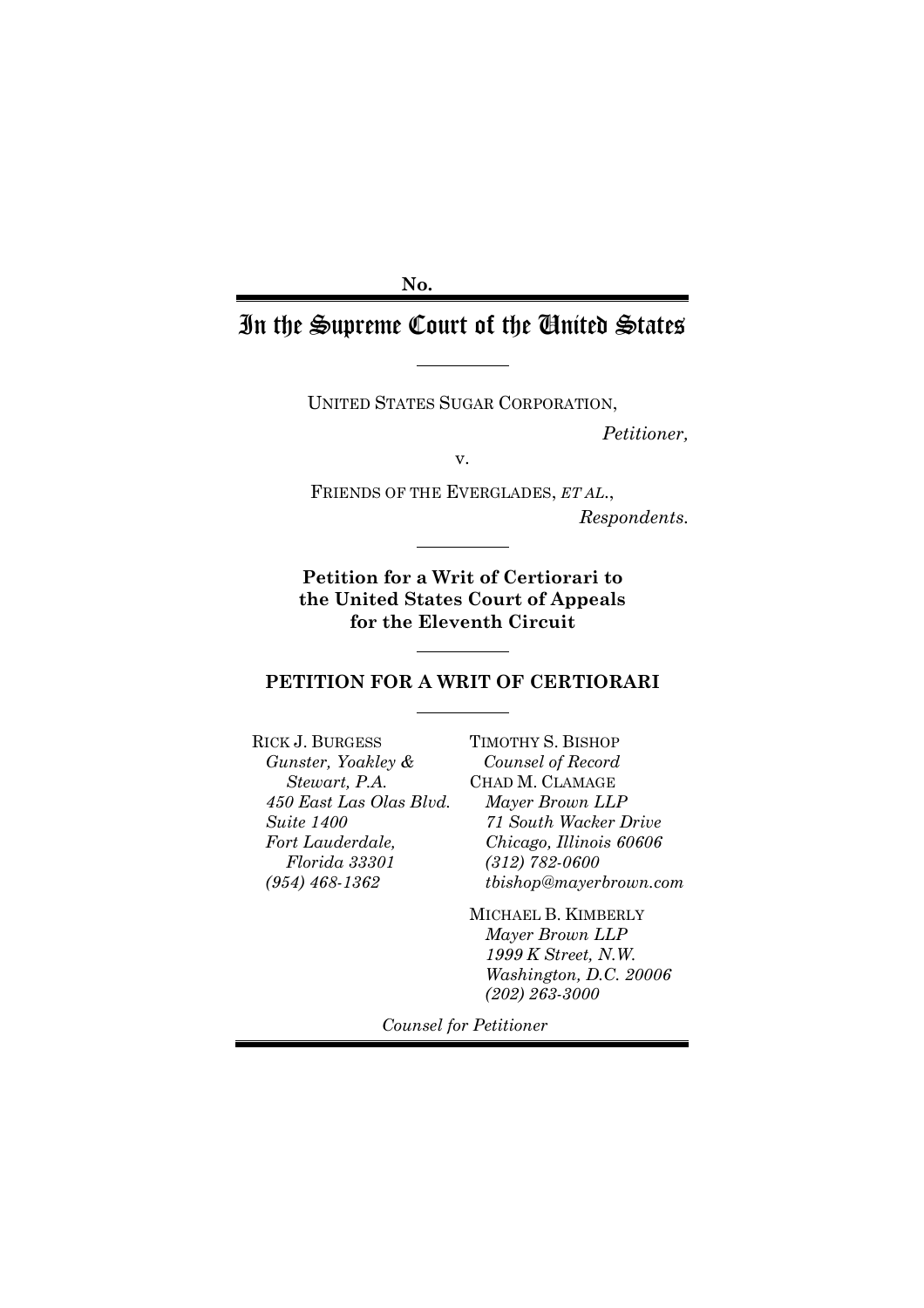No.

# In the Supreme Court of the United States

---

UNITED STATES SUGAR CORPORATION,

*Petitioner,*

v.

FRIENDS OF THE EVERGLADES, *ET AL.*,

*Respondents.*

---

**Petition for a Writ of Certiorari to the United States Court of Appeals for the Eleventh Circuit**

---

**PETITION FOR A WRIT OF CERTIORARI**

---

RICK J. BURGESS
*Gunster, Yoakley & Stewart, P.A.*
*450 East Las Olas Blvd.*
*Suite 1400*
*Fort Lauderdale, Florida 33301*
*(954) 468-1362*

TIMOTHY S. BISHOP
*Counsel of Record*
CHAD M. CLAMAGE
*Mayer Brown LLP*
*71 South Wacker Drive*
*Chicago, Illinois 60606*
*(312) 782-0600*
*tbishop@mayerbrown.com*

MICHAEL B. KIMBERLY
*Mayer Brown LLP*
*1999 K Street, N.W.*
*Washington, D.C. 20006*
*(202) 263-3000*

*Counsel for Petitioner*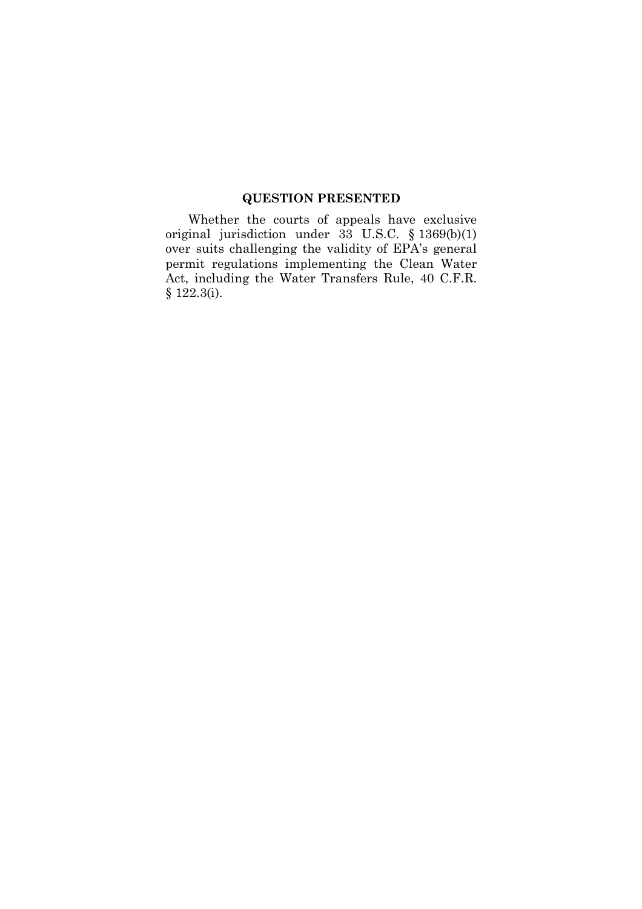## QUESTION PRESENTED

Whether the courts of appeals have exclusive original jurisdiction under 33 U.S.C. § 1369(b)(1) over suits challenging the validity of EPA's general permit regulations implementing the Clean Water Act, including the Water Transfers Rule, 40 C.F.R. § 122.3(i).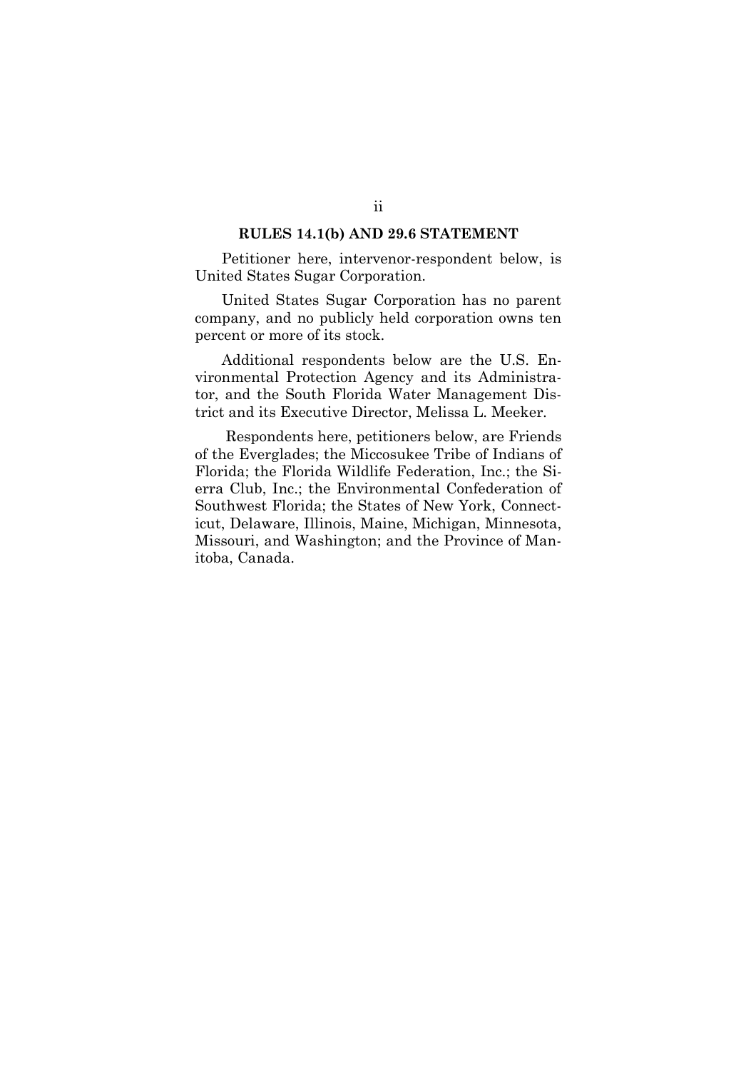## RULES 14.1(b) AND 29.6 STATEMENT

Petitioner here, intervenor-respondent below, is United States Sugar Corporation.

United States Sugar Corporation has no parent company, and no publicly held corporation owns ten percent or more of its stock.

Additional respondents below are the U.S. Environmental Protection Agency and its Administrator, and the South Florida Water Management District and its Executive Director, Melissa L. Meeker.

Respondents here, petitioners below, are Friends of the Everglades; the Miccosukee Tribe of Indians of Florida; the Florida Wildlife Federation, Inc.; the Sierra Club, Inc.; the Environmental Confederation of Southwest Florida; the States of New York, Connecticut, Delaware, Illinois, Maine, Michigan, Minnesota, Missouri, and Washington; and the Province of Manitoba, Canada.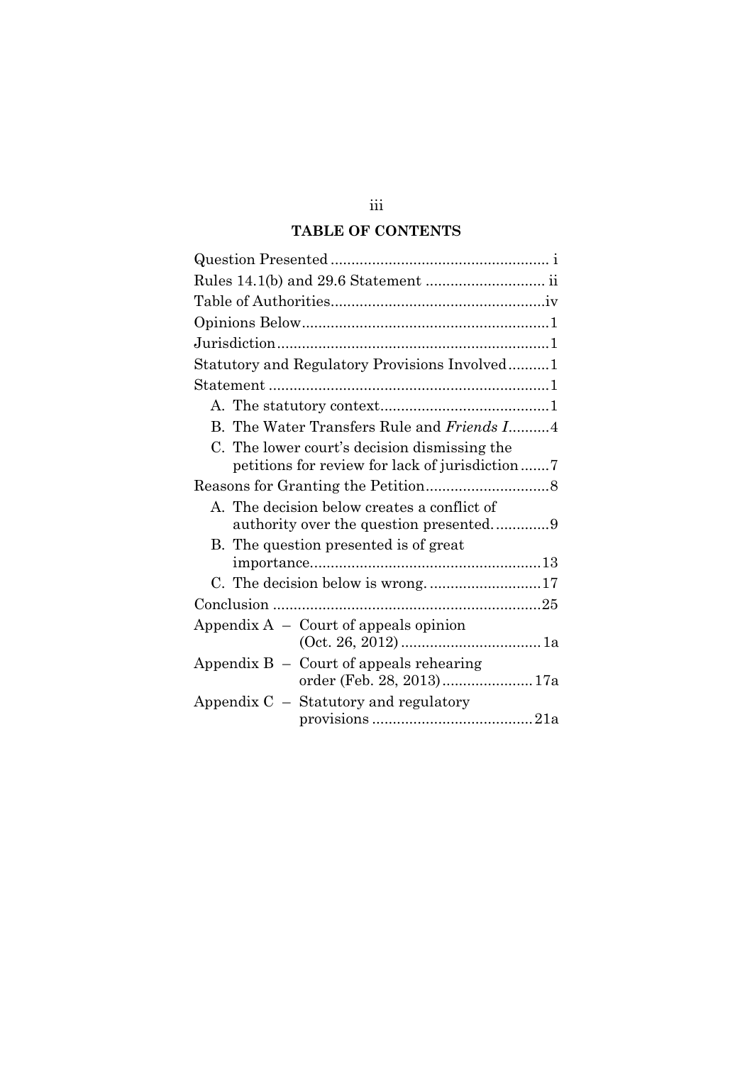## TABLE OF CONTENTS

Question Presented .................................................... i

Rules 14.1(b) and 29.6 Statement ............................ ii

Table of Authorities...................................................iv

Opinions Below...........................................................1

Jurisdiction.................................................................1

Statutory and Regulatory Provisions Involved..........1

Statement ...................................................................1

- A. The statutory context........................................1
- B. The Water Transfers Rule and *Friends I*..........4
- C. The lower court's decision dismissing the petitions for review for lack of jurisdiction.......7

Reasons for Granting the Petition..............................8

- A. The decision below creates a conflict of authority over the question presented. ............9
- B. The question presented is of great importance........................................................13
- C. The decision below is wrong. ..........................17

Conclusion ................................................................25

Appendix A – Court of appeals opinion (Oct. 26, 2012) .................................. 1a

Appendix B – Court of appeals rehearing order (Feb. 28, 2013)...................... 17a

Appendix C – Statutory and regulatory provisions ....................................... 21a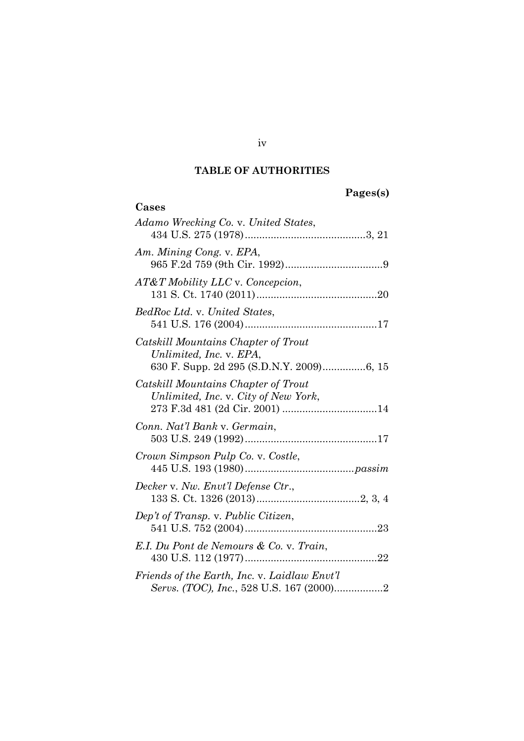## TABLE OF AUTHORITIES

**Pages(s)**

**Cases**

*Adamo Wrecking Co.* v. *United States*, 434 U.S. 275 (1978) .......... 3, 21

*Am. Mining Cong.* v. *EPA*, 965 F.2d 759 (9th Cir. 1992) .......... 9

*AT&T Mobility LLC* v. *Concepcion*, 131 S. Ct. 1740 (2011) .......... 20

*BedRoc Ltd.* v. *United States*, 541 U.S. 176 (2004) .......... 17

*Catskill Mountains Chapter of Trout Unlimited, Inc.* v. *EPA*, 630 F. Supp. 2d 295 (S.D.N.Y. 2009) .......... 6, 15

*Catskill Mountains Chapter of Trout Unlimited, Inc.* v. *City of New York*, 273 F.3d 481 (2d Cir. 2001) .......... 14

*Conn. Nat'l Bank* v. *Germain*, 503 U.S. 249 (1992) .......... 17

*Crown Simpson Pulp Co.* v. *Costle*, 445 U.S. 193 (1980) .......... *passim*

*Decker* v. *Nw. Envt'l Defense Ctr.*, 133 S. Ct. 1326 (2013) .......... 2, 3, 4

*Dep't of Transp.* v. *Public Citizen*, 541 U.S. 752 (2004) .......... 23

*E.I. Du Pont de Nemours & Co.* v. *Train*, 430 U.S. 112 (1977) .......... 22

*Friends of the Earth, Inc.* v. *Laidlaw Envt'l Servs. (TOC), Inc.*, 528 U.S. 167 (2000) .......... 2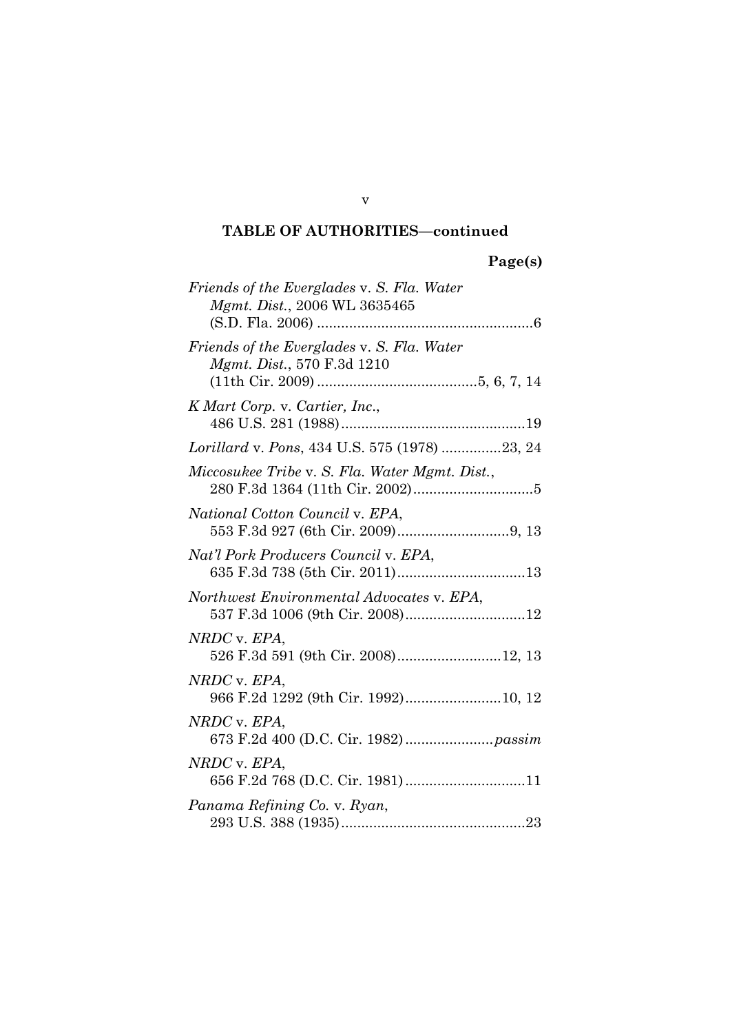**TABLE OF AUTHORITIES—continued**

**Page(s)**

*Friends of the Everglades* v. *S. Fla. Water Mgmt. Dist.*, 2006 WL 3635465 (S.D. Fla. 2006) ....................................................6

*Friends of the Everglades* v. *S. Fla. Water Mgmt. Dist.*, 570 F.3d 1210 (11th Cir. 2009) .......................................5, 6, 7, 14

*K Mart Corp.* v. *Cartier, Inc.*, 486 U.S. 281 (1988)..............................................19

*Lorillard* v. *Pons*, 434 U.S. 575 (1978) ...............23, 24

*Miccosukee Tribe* v. *S. Fla. Water Mgmt. Dist.*, 280 F.3d 1364 (11th Cir. 2002)..............................5

*National Cotton Council* v. *EPA*, 553 F.3d 927 (6th Cir. 2009)............................9, 13

*Nat'l Pork Producers Council* v. *EPA*, 635 F.3d 738 (5th Cir. 2011)................................13

*Northwest Environmental Advocates* v. *EPA*, 537 F.3d 1006 (9th Cir. 2008)..............................12

*NRDC* v. *EPA*, 526 F.3d 591 (9th Cir. 2008)..........................12, 13

*NRDC* v. *EPA*, 966 F.2d 1292 (9th Cir. 1992)........................10, 12

*NRDC* v. *EPA*, 673 F.2d 400 (D.C. Cir. 1982)......................*passim*

*NRDC* v. *EPA*, 656 F.2d 768 (D.C. Cir. 1981)..............................11

*Panama Refining Co.* v. *Ryan*, 293 U.S. 388 (1935)..............................................23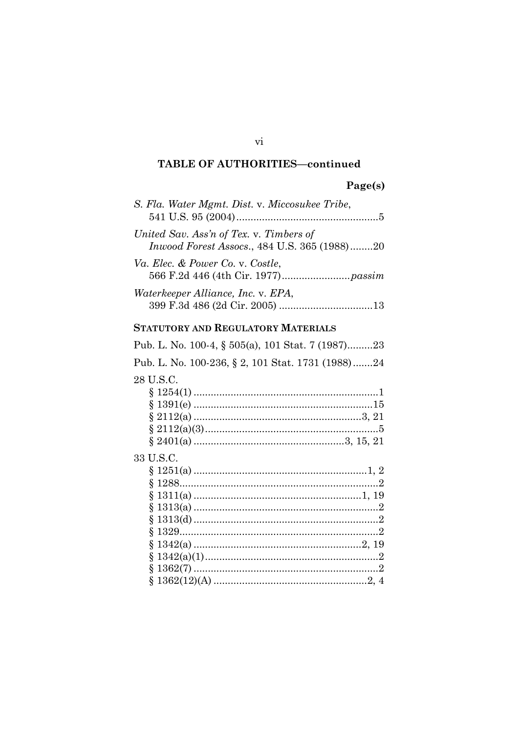**TABLE OF AUTHORITIES—continued**

**Page(s)**

*S. Fla. Water Mgmt. Dist.* v. *Miccosukee Tribe*, 541 U.S. 95 (2004) .......... 5

*United Sav. Ass'n of Tex.* v. *Timbers of Inwood Forest Assocs.*, 484 U.S. 365 (1988) .......... 20

*Va. Elec. & Power Co.* v. *Costle*, 566 F.2d 446 (4th Cir. 1977) .......... *passim*

*Waterkeeper Alliance, Inc.* v. *EPA*, 399 F.3d 486 (2d Cir. 2005) .......... 13

**STATUTORY AND REGULATORY MATERIALS**

Pub. L. No. 100-4, § 505(a), 101 Stat. 7 (1987) .......... 23

Pub. L. No. 100-236, § 2, 101 Stat. 1731 (1988) .......... 24

28 U.S.C.
- § 1254(1) .......... 1
- § 1391(e) .......... 15
- § 2112(a) .......... 3, 21
- § 2112(a)(3) .......... 5
- § 2401(a) .......... 3, 15, 21

33 U.S.C.
- § 1251(a) .......... 1, 2
- § 1288 .......... 2
- § 1311(a) .......... 1, 19
- § 1313(a) .......... 2
- § 1313(d) .......... 2
- § 1329 .......... 2
- § 1342(a) .......... 2, 19
- § 1342(a)(1) .......... 2
- § 1362(7) .......... 2
- § 1362(12)(A) .......... 2, 4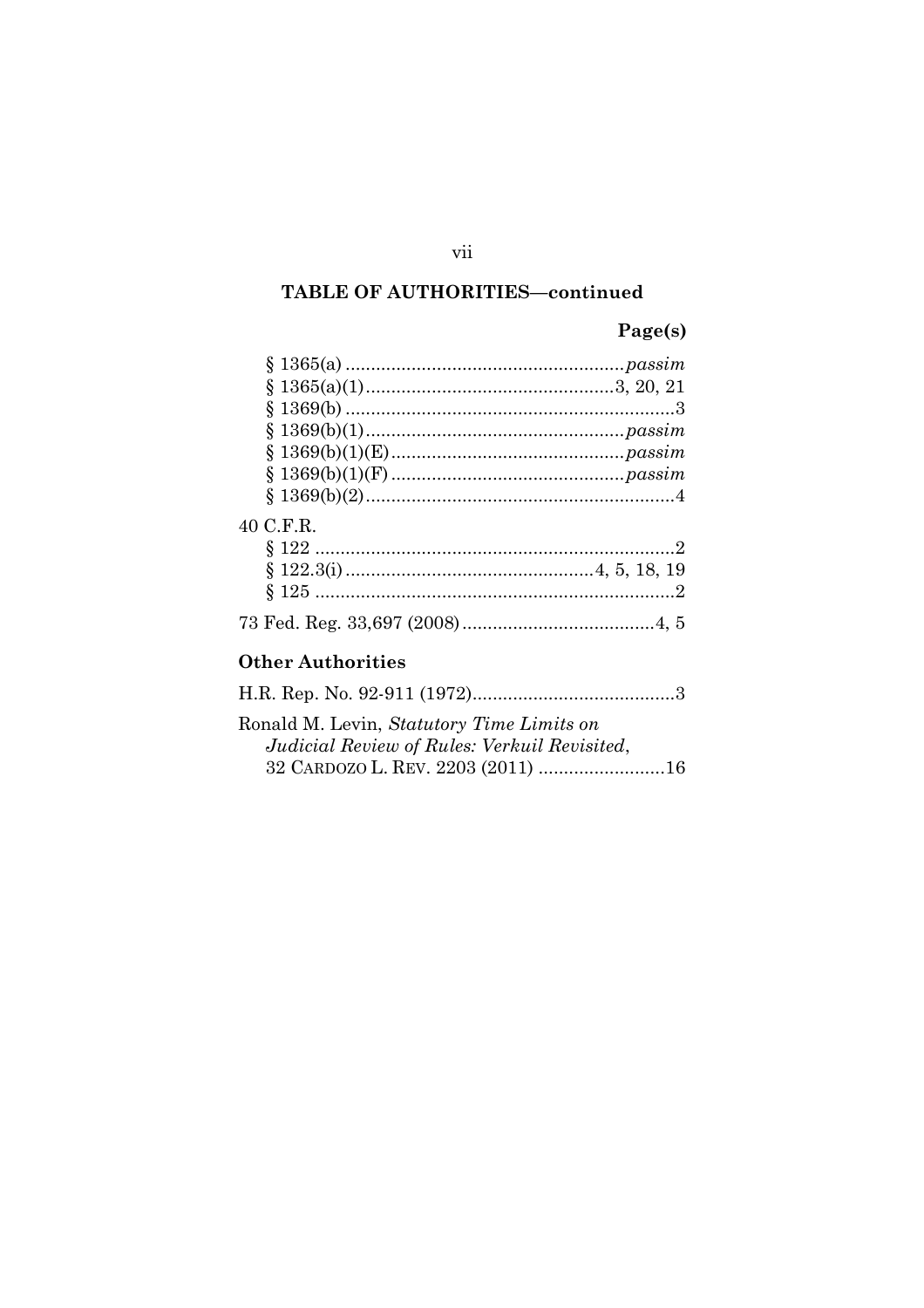## TABLE OF AUTHORITIES—continued

Page(s)

§ 1365(a) ....................................................... *passim*
§ 1365(a)(1) ................................................ 3, 20, 21
§ 1369(b) ................................................................. 3
§ 1369(b)(1) ................................................... *passim*
§ 1369(b)(1)(E) .............................................. *passim*
§ 1369(b)(1)(F) .............................................. *passim*
§ 1369(b)(2) ............................................................. 4

40 C.F.R.
§ 122 ....................................................................... 2
§ 122.3(i) ................................................ 4, 5, 18, 19
§ 125 ....................................................................... 2

73 Fed. Reg. 33,697 (2008) ...................................... 4, 5

### Other Authorities

H.R. Rep. No. 92-911 (1972) ........................................ 3

Ronald M. Levin, *Statutory Time Limits on Judicial Review of Rules: Verkuil Revisited*, 32 CARDOZO L. REV. 2203 (2011) ........................ 16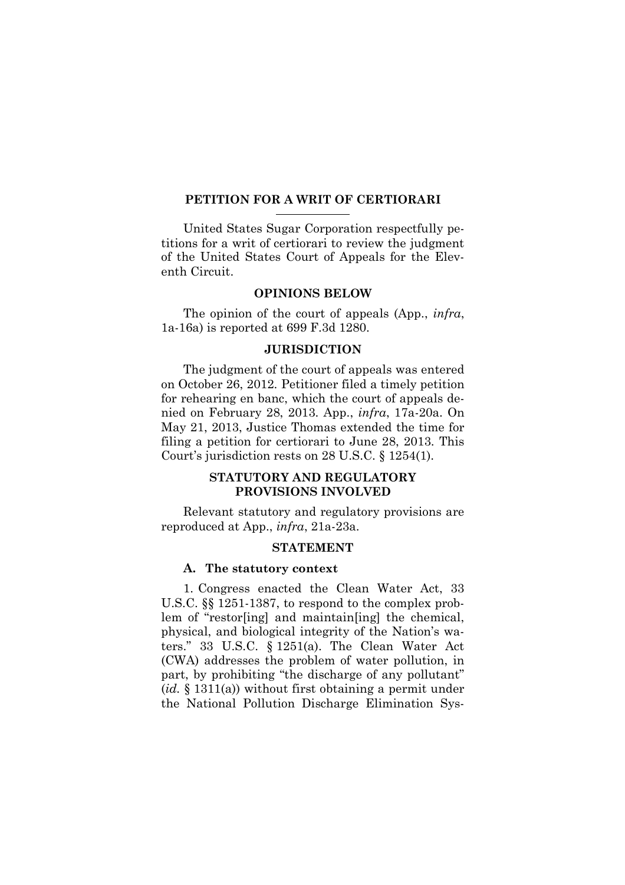## PETITION FOR A WRIT OF CERTIORARI

United States Sugar Corporation respectfully petitions for a writ of certiorari to review the judgment of the United States Court of Appeals for the Eleventh Circuit.

### OPINIONS BELOW

The opinion of the court of appeals (App., *infra*, 1a-16a) is reported at 699 F.3d 1280.

### JURISDICTION

The judgment of the court of appeals was entered on October 26, 2012. Petitioner filed a timely petition for rehearing en banc, which the court of appeals denied on February 28, 2013. App., *infra*, 17a-20a. On May 21, 2013, Justice Thomas extended the time for filing a petition for certiorari to June 28, 2013. This Court's jurisdiction rests on 28 U.S.C. § 1254(1).

### STATUTORY AND REGULATORY PROVISIONS INVOLVED

Relevant statutory and regulatory provisions are reproduced at App., *infra*, 21a-23a.

### STATEMENT

#### A. The statutory context

1. Congress enacted the Clean Water Act, 33 U.S.C. §§ 1251-1387, to respond to the complex problem of "restor[ing] and maintain[ing] the chemical, physical, and biological integrity of the Nation's waters." 33 U.S.C. § 1251(a). The Clean Water Act (CWA) addresses the problem of water pollution, in part, by prohibiting "the discharge of any pollutant" (*id.* § 1311(a)) without first obtaining a permit under the National Pollution Discharge Elimination Sys-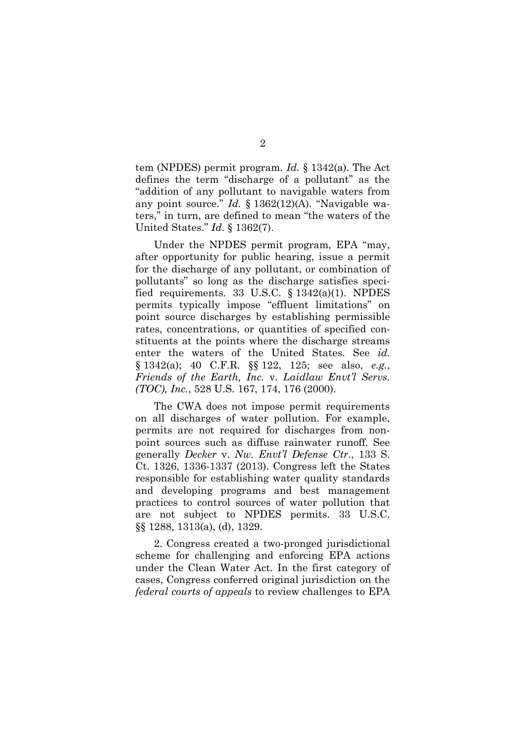tem (NPDES) permit program. *Id.* § 1342(a). The Act defines the term "discharge of a pollutant" as the "addition of any pollutant to navigable waters from any point source." *Id.* § 1362(12)(A). "Navigable waters," in turn, are defined to mean "the waters of the United States." *Id.* § 1362(7).

Under the NPDES permit program, EPA "may, after opportunity for public hearing, issue a permit for the discharge of any pollutant, or combination of pollutants" so long as the discharge satisfies specified requirements. 33 U.S.C. § 1342(a)(1). NPDES permits typically impose "effluent limitations" on point source discharges by establishing permissible rates, concentrations, or quantities of specified constituents at the points where the discharge streams enter the waters of the United States. See *id.* § 1342(a); 40 C.F.R. §§ 122, 125; see also, *e.g.*, *Friends of the Earth, Inc.* v. *Laidlaw Envt'l Servs. (TOC), Inc.*, 528 U.S. 167, 174, 176 (2000).

The CWA does not impose permit requirements on all discharges of water pollution. For example, permits are not required for discharges from nonpoint sources such as diffuse rainwater runoff. See generally *Decker* v. *Nw. Envt'l Defense Ctr.*, 133 S. Ct. 1326, 1336-1337 (2013). Congress left the States responsible for establishing water quality standards and developing programs and best management practices to control sources of water pollution that are not subject to NPDES permits. 33 U.S.C. §§ 1288, 1313(a), (d), 1329.

2. Congress created a two-pronged jurisdictional scheme for challenging and enforcing EPA actions under the Clean Water Act. In the first category of cases, Congress conferred original jurisdiction on the *federal courts of appeals* to review challenges to EPA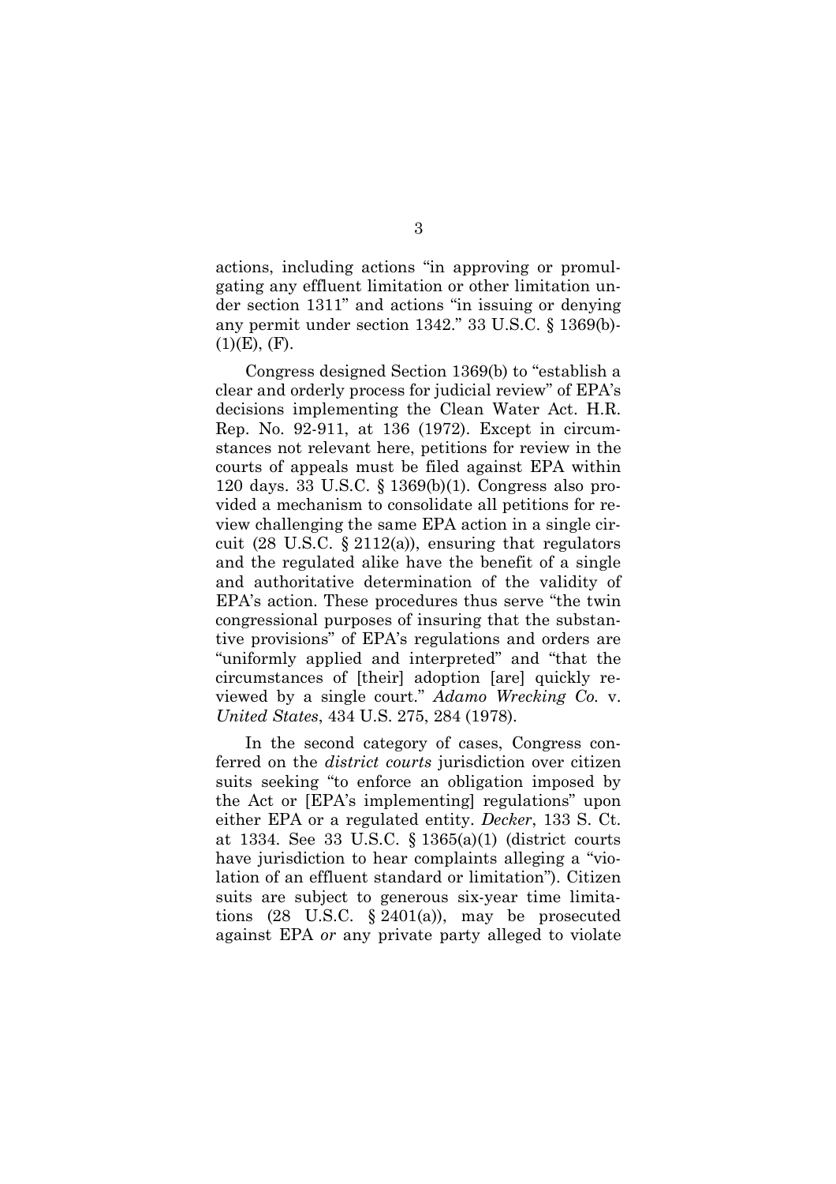actions, including actions "in approving or promulgating any effluent limitation or other limitation under section 1311" and actions "in issuing or denying any permit under section 1342." 33 U.S.C. § 1369(b)(1)(E), (F).

Congress designed Section 1369(b) to "establish a clear and orderly process for judicial review" of EPA's decisions implementing the Clean Water Act. H.R. Rep. No. 92-911, at 136 (1972). Except in circumstances not relevant here, petitions for review in the courts of appeals must be filed against EPA within 120 days. 33 U.S.C. § 1369(b)(1). Congress also provided a mechanism to consolidate all petitions for review challenging the same EPA action in a single circuit (28 U.S.C. § 2112(a)), ensuring that regulators and the regulated alike have the benefit of a single and authoritative determination of the validity of EPA's action. These procedures thus serve "the twin congressional purposes of insuring that the substantive provisions" of EPA's regulations and orders are "uniformly applied and interpreted" and "that the circumstances of [their] adoption [are] quickly reviewed by a single court." *Adamo Wrecking Co.* v. *United States*, 434 U.S. 275, 284 (1978).

In the second category of cases, Congress conferred on the *district courts* jurisdiction over citizen suits seeking "to enforce an obligation imposed by the Act or [EPA's implementing] regulations" upon either EPA or a regulated entity. *Decker*, 133 S. Ct. at 1334. See 33 U.S.C. § 1365(a)(1) (district courts have jurisdiction to hear complaints alleging a "violation of an effluent standard or limitation"). Citizen suits are subject to generous six-year time limitations (28 U.S.C. § 2401(a)), may be prosecuted against EPA *or* any private party alleged to violate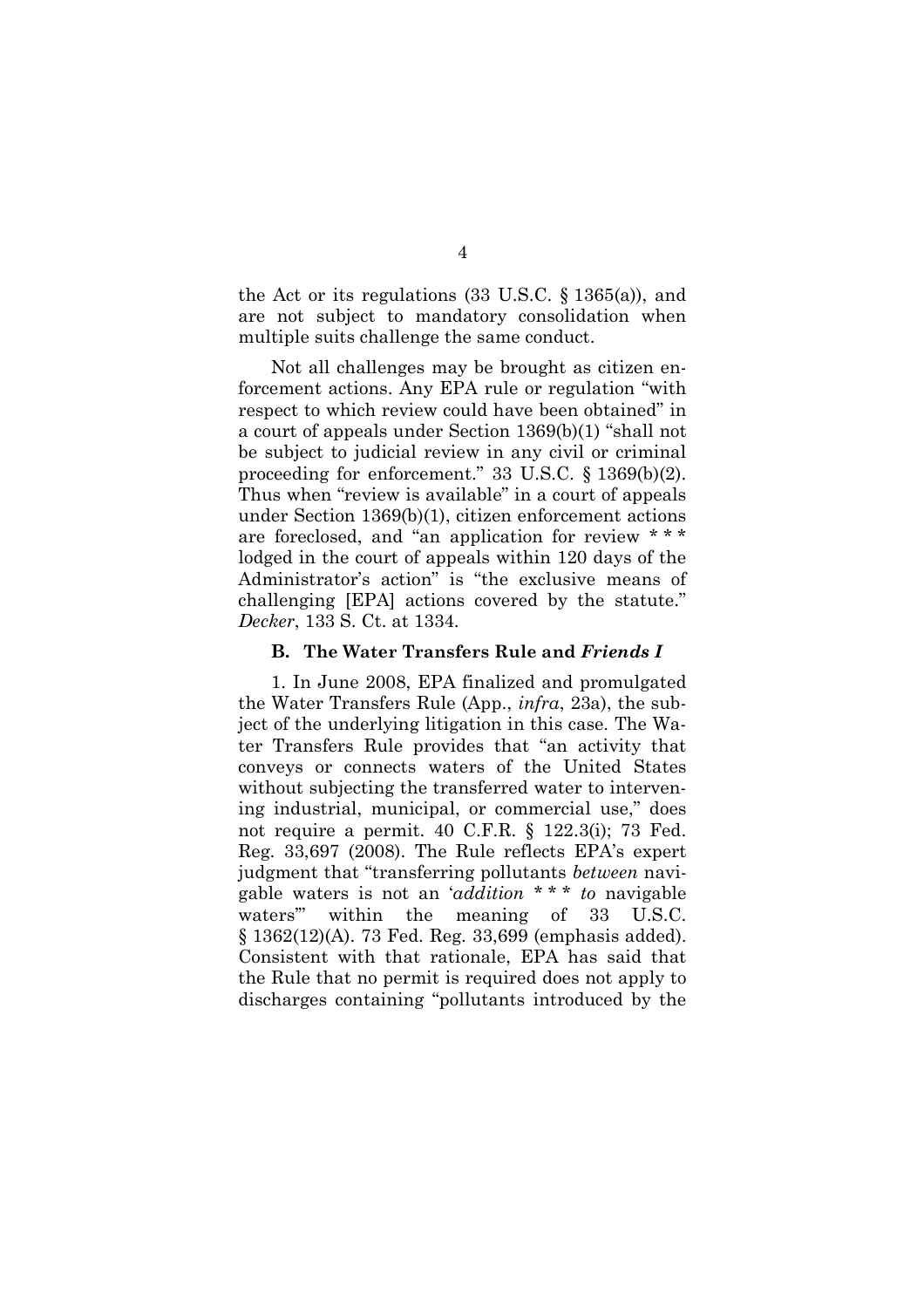the Act or its regulations (33 U.S.C. § 1365(a)), and are not subject to mandatory consolidation when multiple suits challenge the same conduct.

Not all challenges may be brought as citizen enforcement actions. Any EPA rule or regulation "with respect to which review could have been obtained" in a court of appeals under Section 1369(b)(1) "shall not be subject to judicial review in any civil or criminal proceeding for enforcement." 33 U.S.C. § 1369(b)(2). Thus when "review is available" in a court of appeals under Section 1369(b)(1), citizen enforcement actions are foreclosed, and "an application for review * * * lodged in the court of appeals within 120 days of the Administrator's action" is "the exclusive means of challenging [EPA] actions covered by the statute." *Decker*, 133 S. Ct. at 1334.

### B. The Water Transfers Rule and *Friends I*

1. In June 2008, EPA finalized and promulgated the Water Transfers Rule (App., *infra*, 23a), the subject of the underlying litigation in this case. The Water Transfers Rule provides that "an activity that conveys or connects waters of the United States without subjecting the transferred water to intervening industrial, municipal, or commercial use," does not require a permit. 40 C.F.R. § 122.3(i); 73 Fed. Reg. 33,697 (2008). The Rule reflects EPA's expert judgment that "transferring pollutants *between* navigable waters is not an '*addition* * * * *to* navigable waters'" within the meaning of 33 U.S.C. § 1362(12)(A). 73 Fed. Reg. 33,699 (emphasis added). Consistent with that rationale, EPA has said that the Rule that no permit is required does not apply to discharges containing "pollutants introduced by the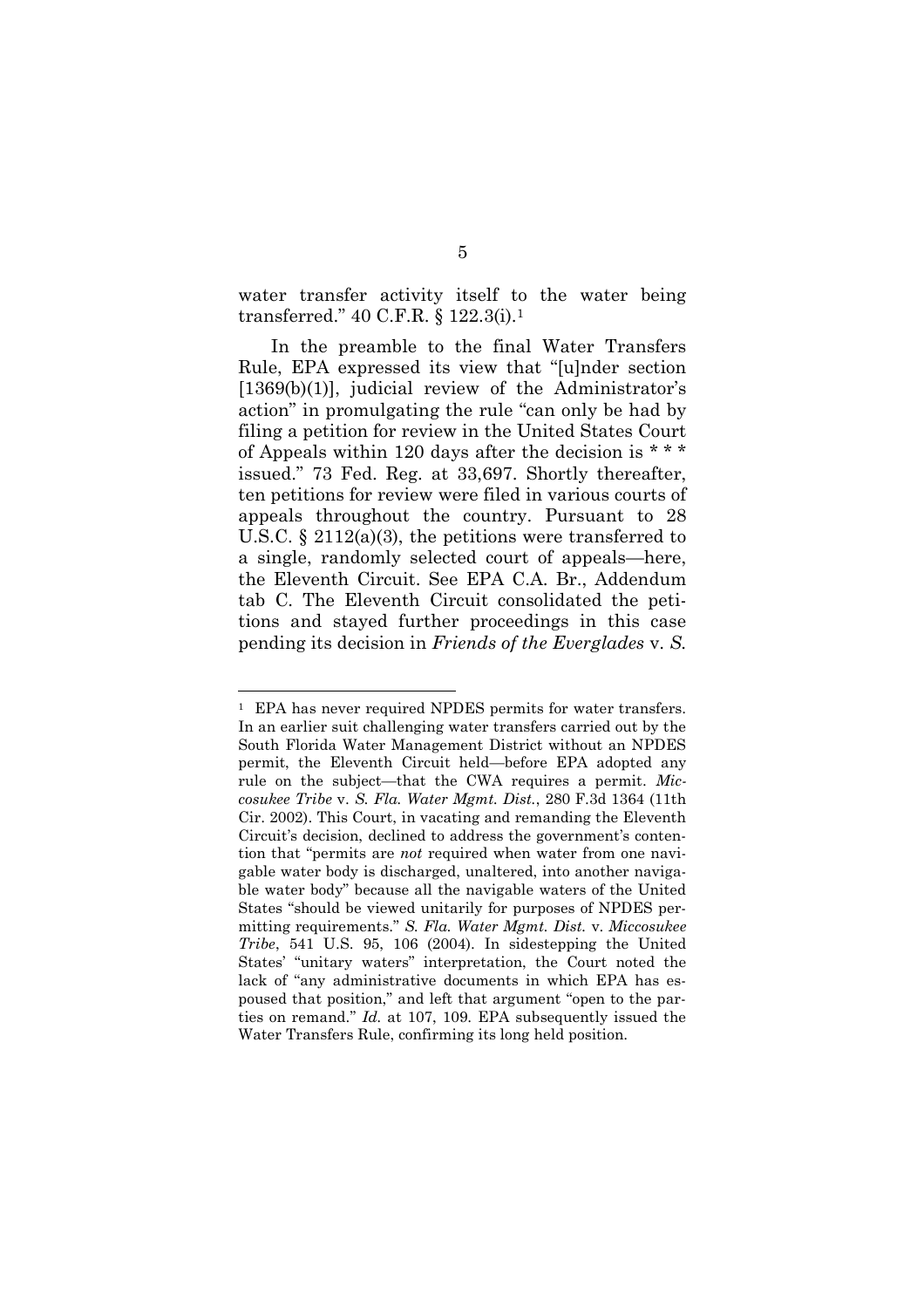water transfer activity itself to the water being transferred." 40 C.F.R. § 122.3(i).[1]

In the preamble to the final Water Transfers Rule, EPA expressed its view that "[u]nder section [1369(b)(1)], judicial review of the Administrator's action" in promulgating the rule "can only be had by filing a petition for review in the United States Court of Appeals within 120 days after the decision is * * * issued." 73 Fed. Reg. at 33,697. Shortly thereafter, ten petitions for review were filed in various courts of appeals throughout the country. Pursuant to 28 U.S.C. § 2112(a)(3), the petitions were transferred to a single, randomly selected court of appeals—here, the Eleventh Circuit. See EPA C.A. Br., Addendum tab C. The Eleventh Circuit consolidated the petitions and stayed further proceedings in this case pending its decision in *Friends of the Everglades* v. *S.*

---

[1] EPA has never required NPDES permits for water transfers. In an earlier suit challenging water transfers carried out by the South Florida Water Management District without an NPDES permit, the Eleventh Circuit held—before EPA adopted any rule on the subject—that the CWA requires a permit. *Miccosukee Tribe* v. *S. Fla. Water Mgmt. Dist.*, 280 F.3d 1364 (11th Cir. 2002). This Court, in vacating and remanding the Eleventh Circuit's decision, declined to address the government's contention that "permits are *not* required when water from one navigable water body is discharged, unaltered, into another navigable water body" because all the navigable waters of the United States "should be viewed unitarily for purposes of NPDES permitting requirements." *S. Fla. Water Mgmt. Dist.* v. *Miccosukee Tribe*, 541 U.S. 95, 106 (2004). In sidestepping the United States' "unitary waters" interpretation, the Court noted the lack of "any administrative documents in which EPA has espoused that position," and left that argument "open to the parties on remand." *Id.* at 107, 109. EPA subsequently issued the Water Transfers Rule, confirming its long held position.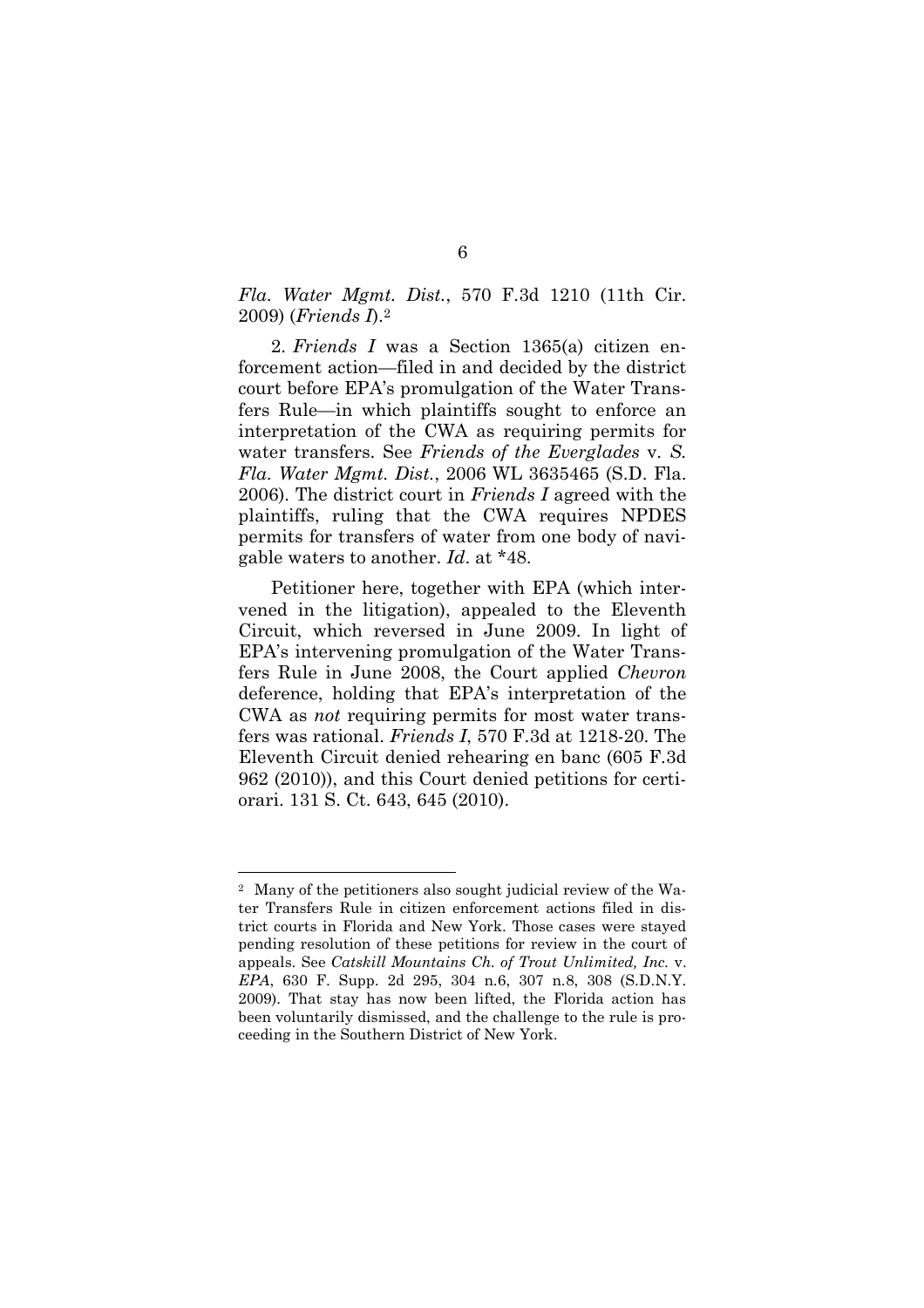*Fla. Water Mgmt. Dist.*, 570 F.3d 1210 (11th Cir. 2009) (*Friends I*).[2]

2. *Friends I* was a Section 1365(a) citizen enforcement action—filed in and decided by the district court before EPA's promulgation of the Water Transfers Rule—in which plaintiffs sought to enforce an interpretation of the CWA as requiring permits for water transfers. See *Friends of the Everglades* v. *S. Fla. Water Mgmt. Dist.*, 2006 WL 3635465 (S.D. Fla. 2006). The district court in *Friends I* agreed with the plaintiffs, ruling that the CWA requires NPDES permits for transfers of water from one body of navigable waters to another. *Id*. at *48.

Petitioner here, together with EPA (which intervened in the litigation), appealed to the Eleventh Circuit, which reversed in June 2009. In light of EPA's intervening promulgation of the Water Transfers Rule in June 2008, the Court applied *Chevron* deference, holding that EPA's interpretation of the CWA as *not* requiring permits for most water transfers was rational. *Friends I*, 570 F.3d at 1218-20. The Eleventh Circuit denied rehearing en banc (605 F.3d 962 (2010)), and this Court denied petitions for certiorari. 131 S. Ct. 643, 645 (2010).

---

[2] Many of the petitioners also sought judicial review of the Water Transfers Rule in citizen enforcement actions filed in district courts in Florida and New York. Those cases were stayed pending resolution of these petitions for review in the court of appeals. See *Catskill Mountains Ch. of Trout Unlimited, Inc.* v. *EPA*, 630 F. Supp. 2d 295, 304 n.6, 307 n.8, 308 (S.D.N.Y. 2009). That stay has now been lifted, the Florida action has been voluntarily dismissed, and the challenge to the rule is proceeding in the Southern District of New York.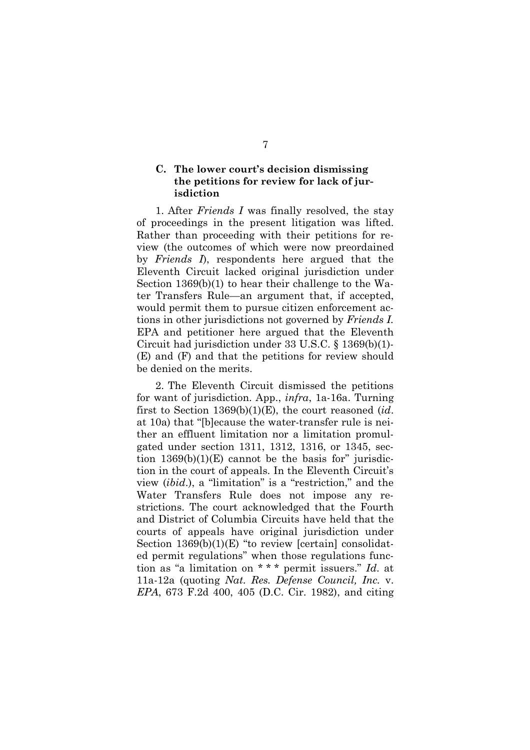### C. The lower court's decision dismissing the petitions for review for lack of jurisdiction

1. After *Friends I* was finally resolved, the stay of proceedings in the present litigation was lifted. Rather than proceeding with their petitions for review (the outcomes of which were now preordained by *Friends I*), respondents here argued that the Eleventh Circuit lacked original jurisdiction under Section 1369(b)(1) to hear their challenge to the Water Transfers Rule—an argument that, if accepted, would permit them to pursue citizen enforcement actions in other jurisdictions not governed by *Friends I*. EPA and petitioner here argued that the Eleventh Circuit had jurisdiction under 33 U.S.C. § 1369(b)(1)-(E) and (F) and that the petitions for review should be denied on the merits.

2. The Eleventh Circuit dismissed the petitions for want of jurisdiction. App., *infra*, 1a-16a. Turning first to Section 1369(b)(1)(E), the court reasoned (*id*. at 10a) that "[b]ecause the water-transfer rule is neither an effluent limitation nor a limitation promulgated under section 1311, 1312, 1316, or 1345, section 1369(b)(1)(E) cannot be the basis for" jurisdiction in the court of appeals. In the Eleventh Circuit's view (*ibid*.), a "limitation" is a "restriction," and the Water Transfers Rule does not impose any restrictions. The court acknowledged that the Fourth and District of Columbia Circuits have held that the courts of appeals have original jurisdiction under Section 1369(b)(1)(E) "to review [certain] consolidated permit regulations" when those regulations function as "a limitation on * * * permit issuers." *Id*. at 11a-12a (quoting *Nat. Res. Defense Council, Inc.* v. *EPA*, 673 F.2d 400, 405 (D.C. Cir. 1982), and citing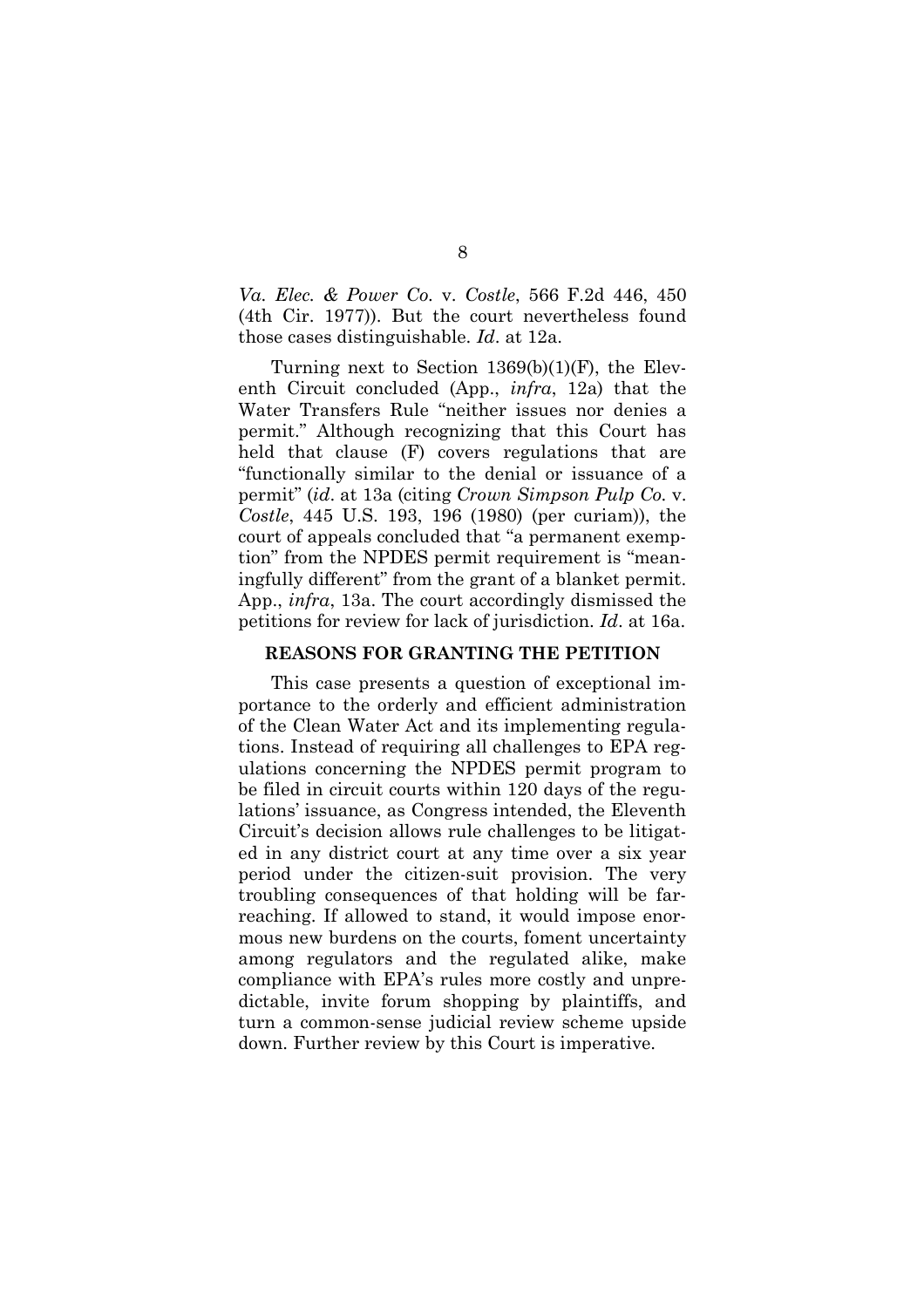*Va. Elec. & Power Co.* v. *Costle*, 566 F.2d 446, 450 (4th Cir. 1977)). But the court nevertheless found those cases distinguishable. *Id*. at 12a.

Turning next to Section 1369(b)(1)(F), the Eleventh Circuit concluded (App., *infra*, 12a) that the Water Transfers Rule "neither issues nor denies a permit." Although recognizing that this Court has held that clause (F) covers regulations that are "functionally similar to the denial or issuance of a permit" (*id*. at 13a (citing *Crown Simpson Pulp Co.* v. *Costle*, 445 U.S. 193, 196 (1980) (per curiam)), the court of appeals concluded that "a permanent exemption" from the NPDES permit requirement is "meaningfully different" from the grant of a blanket permit. App., *infra*, 13a. The court accordingly dismissed the petitions for review for lack of jurisdiction. *Id*. at 16a.

## REASONS FOR GRANTING THE PETITION

This case presents a question of exceptional importance to the orderly and efficient administration of the Clean Water Act and its implementing regulations. Instead of requiring all challenges to EPA regulations concerning the NPDES permit program to be filed in circuit courts within 120 days of the regulations' issuance, as Congress intended, the Eleventh Circuit's decision allows rule challenges to be litigated in any district court at any time over a six year period under the citizen-suit provision. The very troubling consequences of that holding will be far-reaching. If allowed to stand, it would impose enormous new burdens on the courts, foment uncertainty among regulators and the regulated alike, make compliance with EPA's rules more costly and unpredictable, invite forum shopping by plaintiffs, and turn a common-sense judicial review scheme upside down. Further review by this Court is imperative.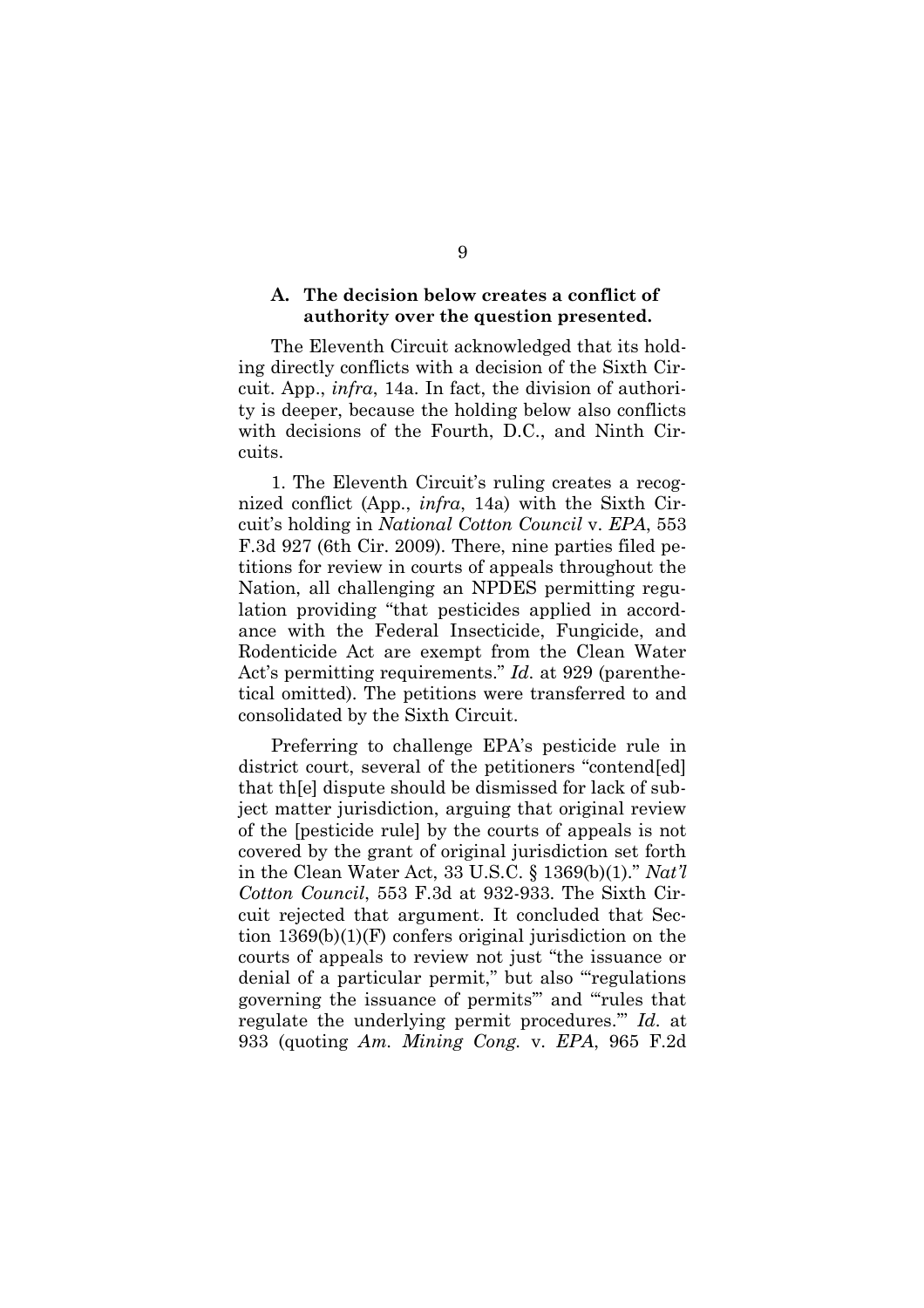### A. The decision below creates a conflict of authority over the question presented.

The Eleventh Circuit acknowledged that its holding directly conflicts with a decision of the Sixth Circuit. App., *infra*, 14a. In fact, the division of authority is deeper, because the holding below also conflicts with decisions of the Fourth, D.C., and Ninth Circuits.

1. The Eleventh Circuit's ruling creates a recognized conflict (App., *infra*, 14a) with the Sixth Circuit's holding in *National Cotton Council* v. *EPA*, 553 F.3d 927 (6th Cir. 2009). There, nine parties filed petitions for review in courts of appeals throughout the Nation, all challenging an NPDES permitting regulation providing "that pesticides applied in accordance with the Federal Insecticide, Fungicide, and Rodenticide Act are exempt from the Clean Water Act's permitting requirements." *Id.* at 929 (parenthetical omitted). The petitions were transferred to and consolidated by the Sixth Circuit.

Preferring to challenge EPA's pesticide rule in district court, several of the petitioners "contend[ed] that th[e] dispute should be dismissed for lack of subject matter jurisdiction, arguing that original review of the [pesticide rule] by the courts of appeals is not covered by the grant of original jurisdiction set forth in the Clean Water Act, 33 U.S.C. § 1369(b)(1)." *Nat'l Cotton Council*, 553 F.3d at 932-933. The Sixth Circuit rejected that argument. It concluded that Section 1369(b)(1)(F) confers original jurisdiction on the courts of appeals to review not just "the issuance or denial of a particular permit," but also "'regulations governing the issuance of permits'" and "'rules that regulate the underlying permit procedures.'" *Id.* at 933 (quoting *Am. Mining Cong.* v. *EPA*, 965 F.2d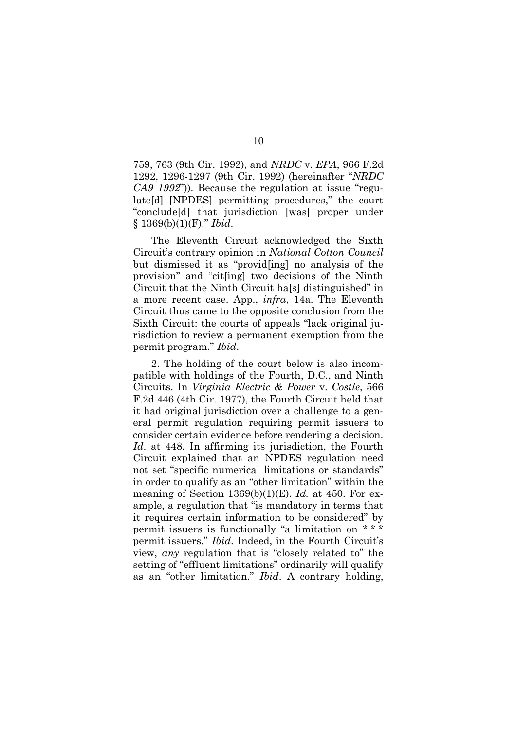759, 763 (9th Cir. 1992), and *NRDC* v. *EPA*, 966 F.2d 1292, 1296-1297 (9th Cir. 1992) (hereinafter "*NRDC CA9 1992*")). Because the regulation at issue "regulate[d] [NPDES] permitting procedures," the court "conclude[d] that jurisdiction [was] proper under § 1369(b)(1)(F)." *Ibid*.

The Eleventh Circuit acknowledged the Sixth Circuit's contrary opinion in *National Cotton Council* but dismissed it as "provid[ing] no analysis of the provision" and "cit[ing] two decisions of the Ninth Circuit that the Ninth Circuit ha[s] distinguished" in a more recent case. App., *infra*, 14a. The Eleventh Circuit thus came to the opposite conclusion from the Sixth Circuit: the courts of appeals "lack original jurisdiction to review a permanent exemption from the permit program." *Ibid*.

2. The holding of the court below is also incompatible with holdings of the Fourth, D.C., and Ninth Circuits. In *Virginia Electric & Power* v. *Costle*, 566 F.2d 446 (4th Cir. 1977), the Fourth Circuit held that it had original jurisdiction over a challenge to a general permit regulation requiring permit issuers to consider certain evidence before rendering a decision. *Id*. at 448. In affirming its jurisdiction, the Fourth Circuit explained that an NPDES regulation need not set "specific numerical limitations or standards" in order to qualify as an "other limitation" within the meaning of Section 1369(b)(1)(E). *Id.* at 450. For example, a regulation that "is mandatory in terms that it requires certain information to be considered" by permit issuers is functionally "a limitation on * * * permit issuers." *Ibid.* Indeed, in the Fourth Circuit's view, *any* regulation that is "closely related to" the setting of "effluent limitations" ordinarily will qualify as an "other limitation." *Ibid*. A contrary holding,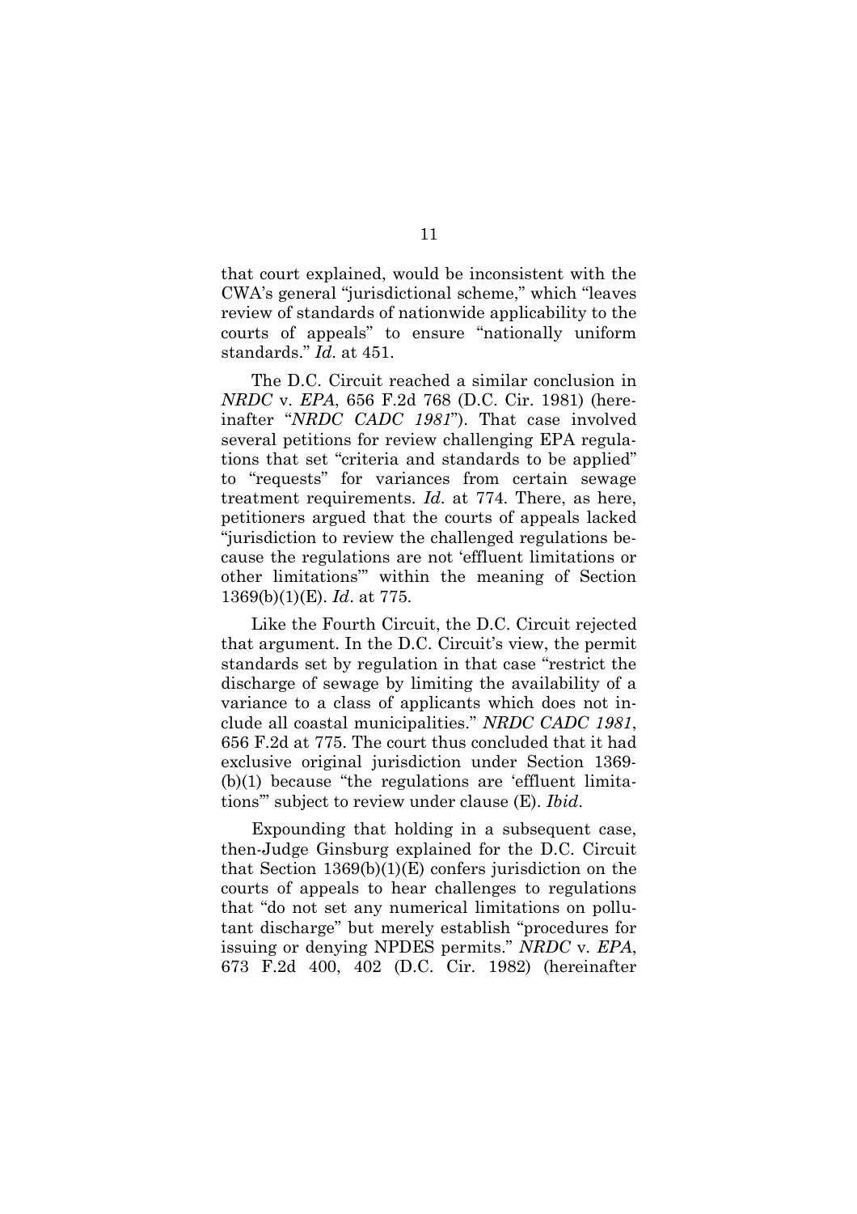that court explained, would be inconsistent with the CWA's general "jurisdictional scheme," which "leaves review of standards of nationwide applicability to the courts of appeals" to ensure "nationally uniform standards." *Id.* at 451.

The D.C. Circuit reached a similar conclusion in *NRDC* v. *EPA*, 656 F.2d 768 (D.C. Cir. 1981) (hereinafter "*NRDC CADC 1981*"). That case involved several petitions for review challenging EPA regulations that set "criteria and standards to be applied" to "requests" for variances from certain sewage treatment requirements. *Id.* at 774. There, as here, petitioners argued that the courts of appeals lacked "jurisdiction to review the challenged regulations because the regulations are not 'effluent limitations or other limitations'" within the meaning of Section 1369(b)(1)(E). *Id*. at 775.

Like the Fourth Circuit, the D.C. Circuit rejected that argument. In the D.C. Circuit's view, the permit standards set by regulation in that case "restrict the discharge of sewage by limiting the availability of a variance to a class of applicants which does not include all coastal municipalities." *NRDC CADC 1981*, 656 F.2d at 775. The court thus concluded that it had exclusive original jurisdiction under Section 1369(b)(1) because "the regulations are 'effluent limitations'" subject to review under clause (E). *Ibid.*

Expounding that holding in a subsequent case, then-Judge Ginsburg explained for the D.C. Circuit that Section 1369(b)(1)(E) confers jurisdiction on the courts of appeals to hear challenges to regulations that "do not set any numerical limitations on pollutant discharge" but merely establish "procedures for issuing or denying NPDES permits." *NRDC* v. *EPA*, 673 F.2d 400, 402 (D.C. Cir. 1982) (hereinafter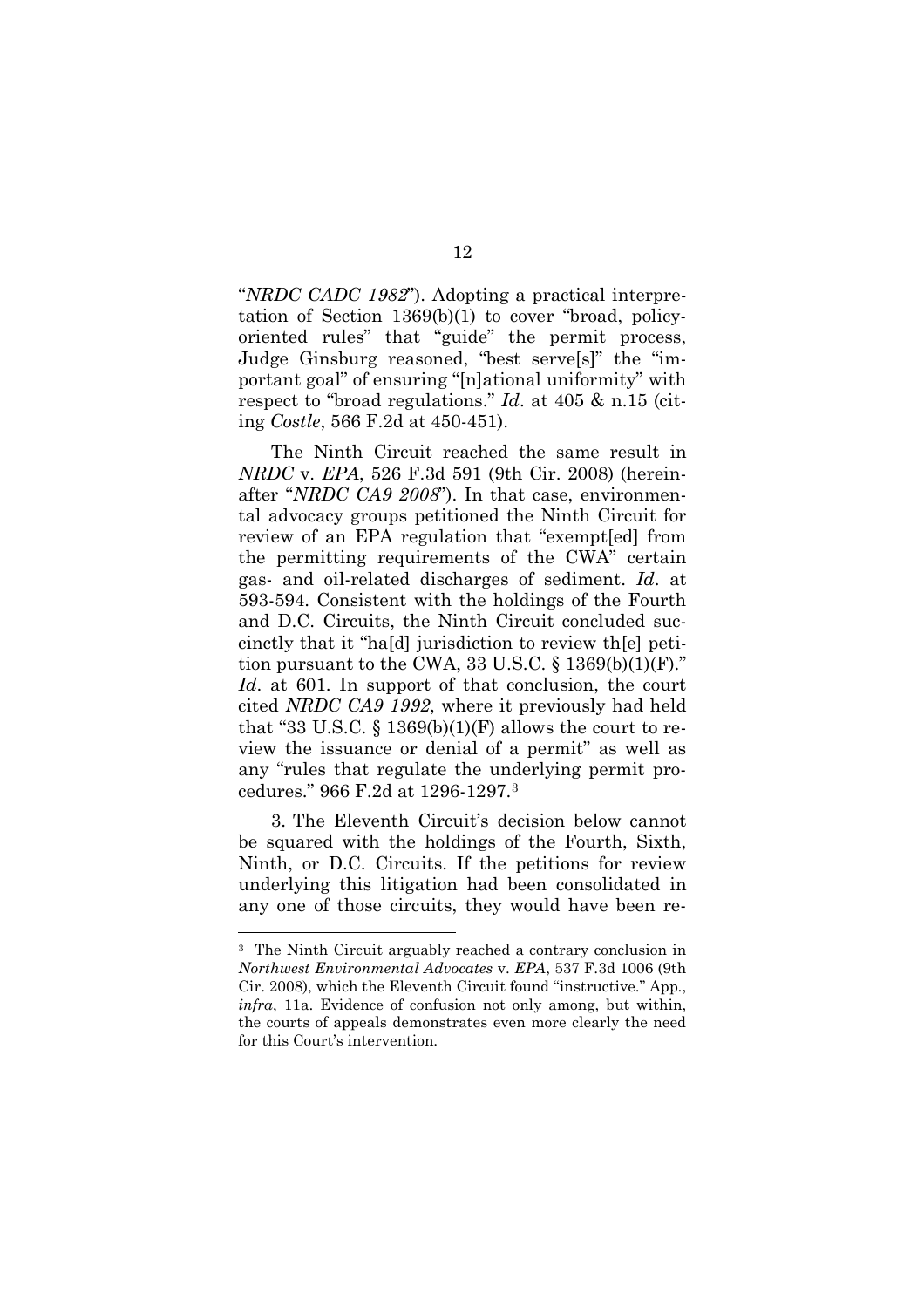"*NRDC CADC 1982*"). Adopting a practical interpretation of Section 1369(b)(1) to cover "broad, policy-oriented rules" that "guide" the permit process, Judge Ginsburg reasoned, "best serve[s]" the "important goal" of ensuring "[n]ational uniformity" with respect to "broad regulations." *Id*. at 405 & n.15 (citing *Costle*, 566 F.2d at 450-451).

The Ninth Circuit reached the same result in *NRDC* v. *EPA*, 526 F.3d 591 (9th Cir. 2008) (hereinafter "*NRDC CA9 2008*"). In that case, environmental advocacy groups petitioned the Ninth Circuit for review of an EPA regulation that "exempt[ed] from the permitting requirements of the CWA" certain gas- and oil-related discharges of sediment. *Id*. at 593-594. Consistent with the holdings of the Fourth and D.C. Circuits, the Ninth Circuit concluded succinctly that it "ha[d] jurisdiction to review th[e] petition pursuant to the CWA, 33 U.S.C. § 1369(b)(1)(F)." *Id*. at 601. In support of that conclusion, the court cited *NRDC CA9 1992*, where it previously had held that "33 U.S.C. § 1369(b)(1)(F) allows the court to review the issuance or denial of a permit" as well as any "rules that regulate the underlying permit procedures." 966 F.2d at 1296-1297.[3]

3. The Eleventh Circuit's decision below cannot be squared with the holdings of the Fourth, Sixth, Ninth, or D.C. Circuits. If the petitions for review underlying this litigation had been consolidated in any one of those circuits, they would have been re-

---

[3] The Ninth Circuit arguably reached a contrary conclusion in *Northwest Environmental Advocates* v. *EPA*, 537 F.3d 1006 (9th Cir. 2008), which the Eleventh Circuit found "instructive." App., *infra*, 11a. Evidence of confusion not only among, but within, the courts of appeals demonstrates even more clearly the need for this Court's intervention.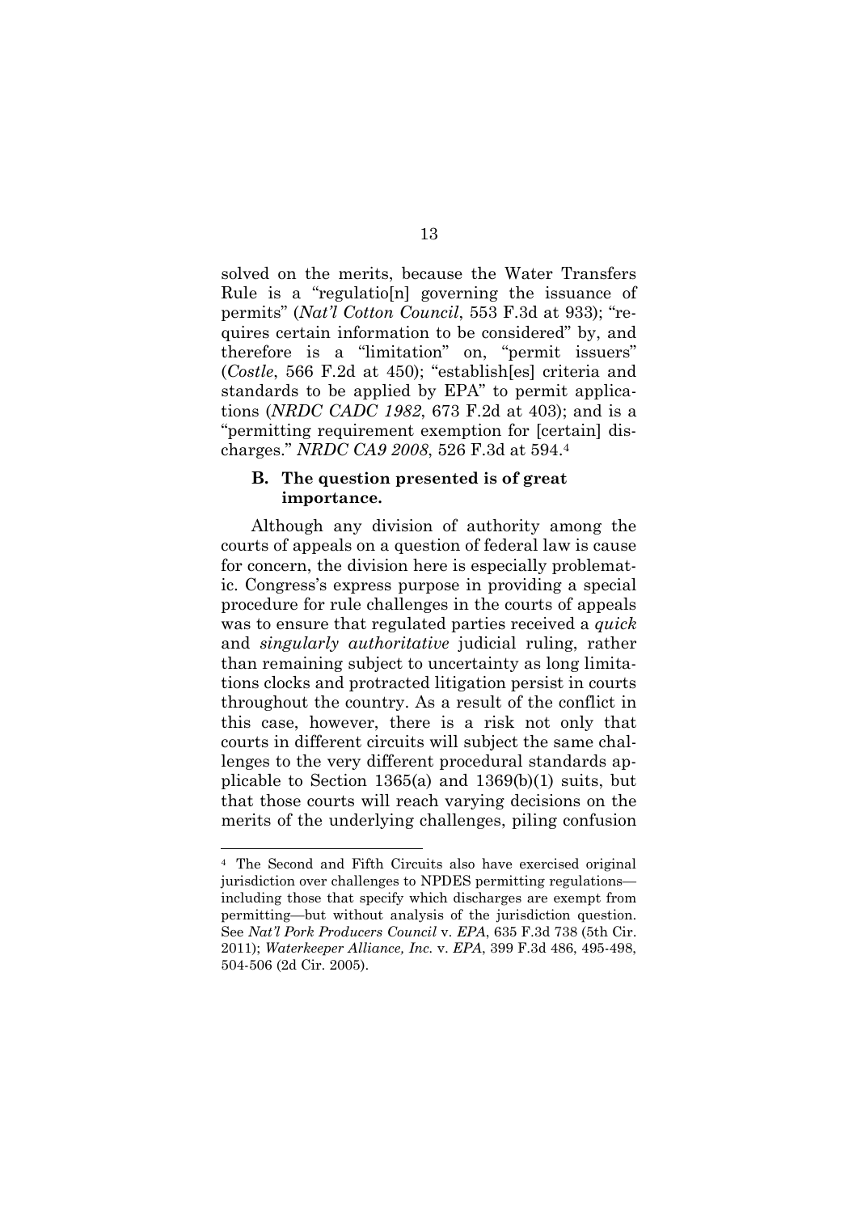solved on the merits, because the Water Transfers Rule is a "regulatio[n] governing the issuance of permits" (*Nat'l Cotton Council*, 553 F.3d at 933); "requires certain information to be considered" by, and therefore is a "limitation" on, "permit issuers" (*Costle*, 566 F.2d at 450); "establish[es] criteria and standards to be applied by EPA" to permit applications (*NRDC CADC 1982*, 673 F.2d at 403); and is a "permitting requirement exemption for [certain] discharges." *NRDC CA9 2008*, 526 F.3d at 594.[4]

### B. The question presented is of great importance.

Although any division of authority among the courts of appeals on a question of federal law is cause for concern, the division here is especially problematic. Congress's express purpose in providing a special procedure for rule challenges in the courts of appeals was to ensure that regulated parties received a *quick* and *singularly authoritative* judicial ruling, rather than remaining subject to uncertainty as long limitations clocks and protracted litigation persist in courts throughout the country. As a result of the conflict in this case, however, there is a risk not only that courts in different circuits will subject the same challenges to the very different procedural standards applicable to Section 1365(a) and 1369(b)(1) suits, but that those courts will reach varying decisions on the merits of the underlying challenges, piling confusion

[4] The Second and Fifth Circuits also have exercised original jurisdiction over challenges to NPDES permitting regulations—including those that specify which discharges are exempt from permitting—but without analysis of the jurisdiction question. See *Nat'l Pork Producers Council* v. *EPA*, 635 F.3d 738 (5th Cir. 2011); *Waterkeeper Alliance, Inc.* v. *EPA*, 399 F.3d 486, 495-498, 504-506 (2d Cir. 2005).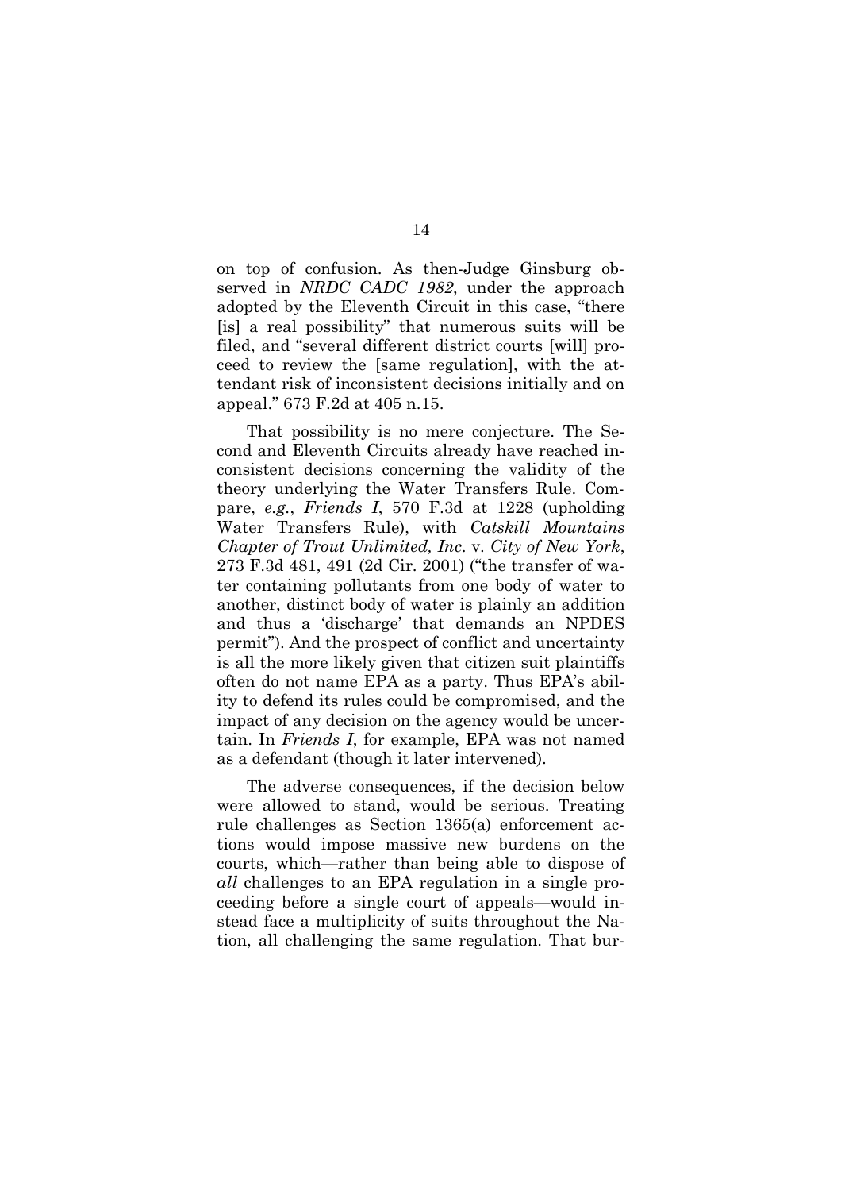on top of confusion. As then-Judge Ginsburg observed in *NRDC CADC 1982*, under the approach adopted by the Eleventh Circuit in this case, "there [is] a real possibility" that numerous suits will be filed, and "several different district courts [will] proceed to review the [same regulation], with the attendant risk of inconsistent decisions initially and on appeal." 673 F.2d at 405 n.15.

That possibility is no mere conjecture. The Second and Eleventh Circuits already have reached inconsistent decisions concerning the validity of the theory underlying the Water Transfers Rule. Compare, *e.g.*, *Friends I*, 570 F.3d at 1228 (upholding Water Transfers Rule), with *Catskill Mountains Chapter of Trout Unlimited, Inc.* v. *City of New York*, 273 F.3d 481, 491 (2d Cir. 2001) ("the transfer of water containing pollutants from one body of water to another, distinct body of water is plainly an addition and thus a 'discharge' that demands an NPDES permit"). And the prospect of conflict and uncertainty is all the more likely given that citizen suit plaintiffs often do not name EPA as a party. Thus EPA's ability to defend its rules could be compromised, and the impact of any decision on the agency would be uncertain. In *Friends I*, for example, EPA was not named as a defendant (though it later intervened).

The adverse consequences, if the decision below were allowed to stand, would be serious. Treating rule challenges as Section 1365(a) enforcement actions would impose massive new burdens on the courts, which—rather than being able to dispose of *all* challenges to an EPA regulation in a single proceeding before a single court of appeals—would instead face a multiplicity of suits throughout the Nation, all challenging the same regulation. That bur-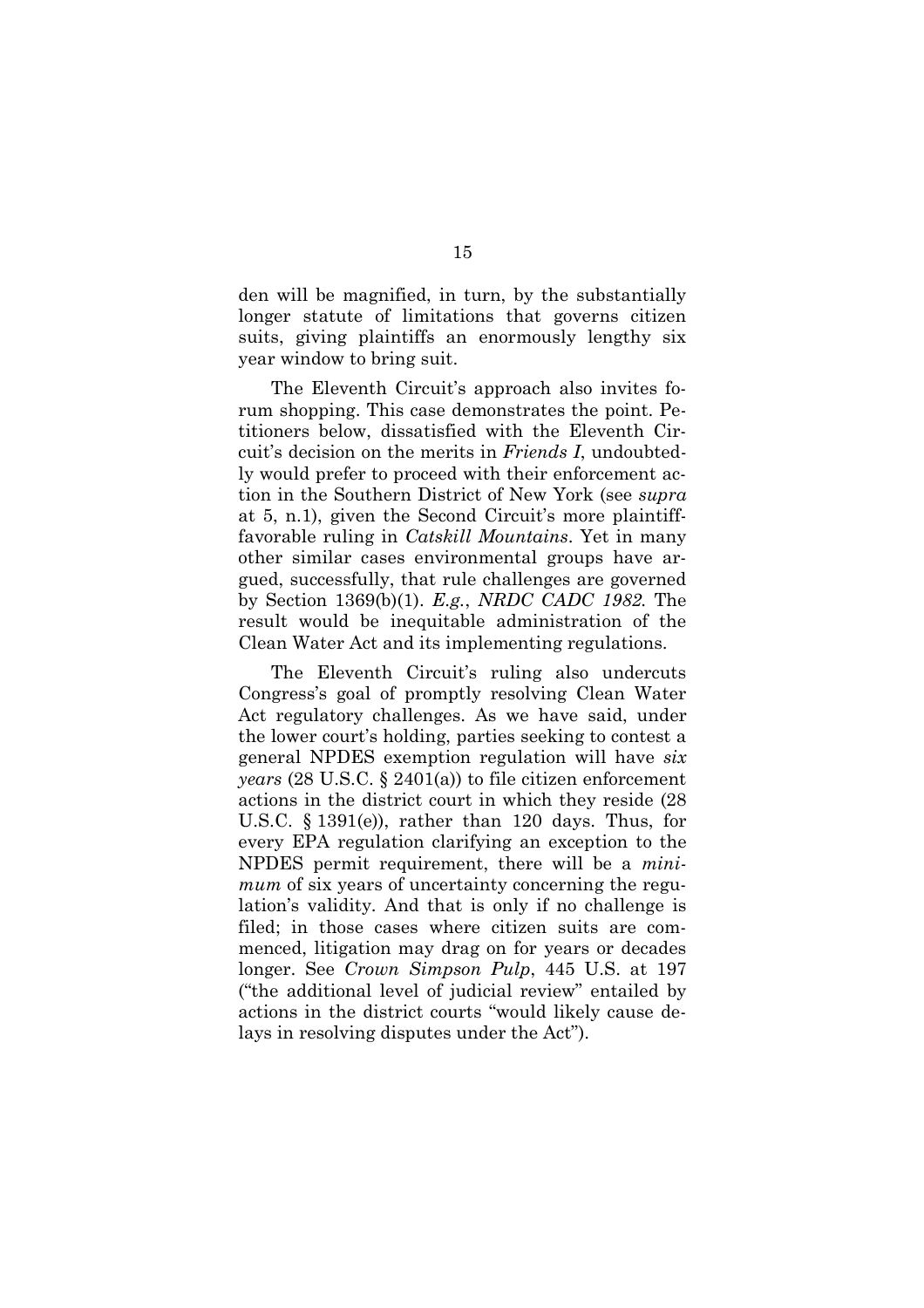den will be magnified, in turn, by the substantially longer statute of limitations that governs citizen suits, giving plaintiffs an enormously lengthy six year window to bring suit.

The Eleventh Circuit's approach also invites forum shopping. This case demonstrates the point. Petitioners below, dissatisfied with the Eleventh Circuit's decision on the merits in *Friends I*, undoubtedly would prefer to proceed with their enforcement action in the Southern District of New York (see *supra* at 5, n.1), given the Second Circuit's more plaintiff-favorable ruling in *Catskill Mountains*. Yet in many other similar cases environmental groups have argued, successfully, that rule challenges are governed by Section 1369(b)(1). *E.g.*, *NRDC CADC 1982*. The result would be inequitable administration of the Clean Water Act and its implementing regulations.

The Eleventh Circuit's ruling also undercuts Congress's goal of promptly resolving Clean Water Act regulatory challenges. As we have said, under the lower court's holding, parties seeking to contest a general NPDES exemption regulation will have *six years* (28 U.S.C. § 2401(a)) to file citizen enforcement actions in the district court in which they reside (28 U.S.C. § 1391(e)), rather than 120 days. Thus, for every EPA regulation clarifying an exception to the NPDES permit requirement, there will be a *minimum* of six years of uncertainty concerning the regulation's validity. And that is only if no challenge is filed; in those cases where citizen suits are commenced, litigation may drag on for years or decades longer. See *Crown Simpson Pulp*, 445 U.S. at 197 ("the additional level of judicial review" entailed by actions in the district courts "would likely cause delays in resolving disputes under the Act").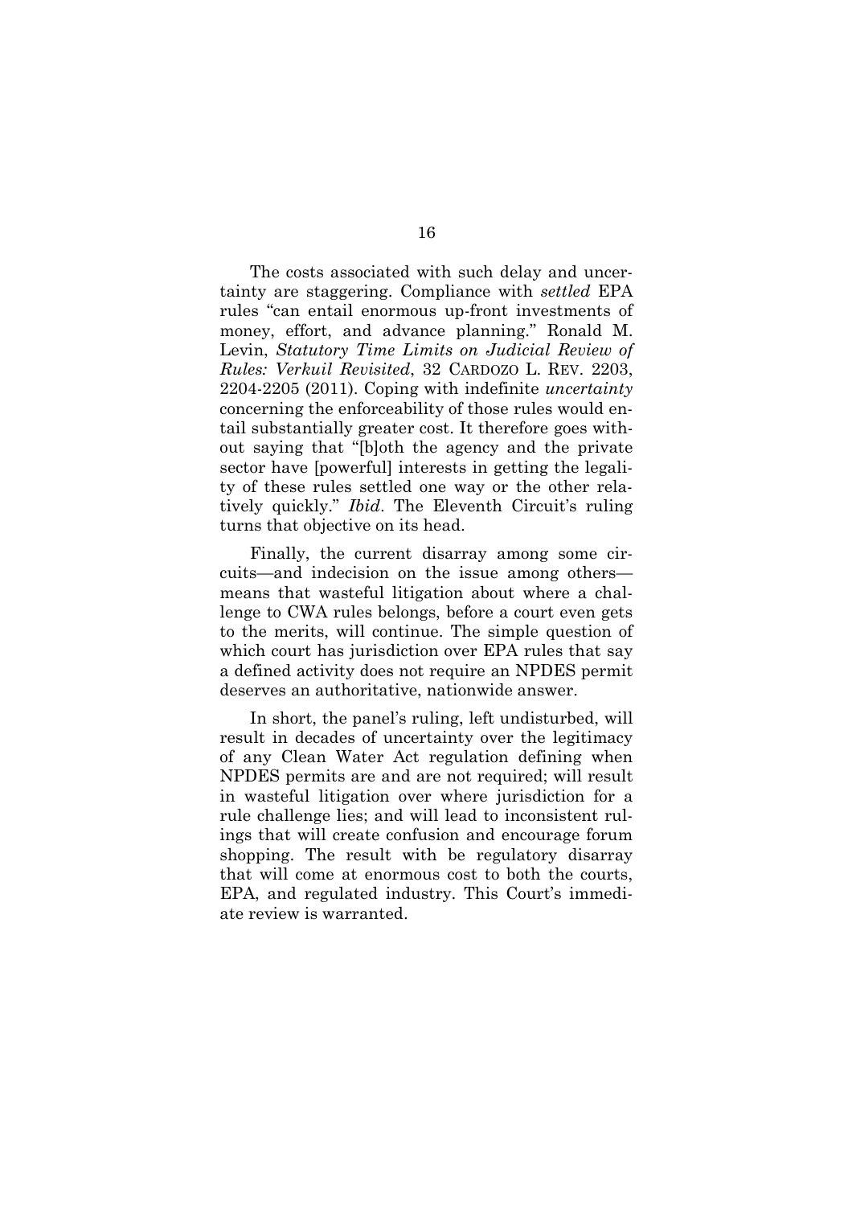The costs associated with such delay and uncertainty are staggering. Compliance with *settled* EPA rules "can entail enormous up-front investments of money, effort, and advance planning." Ronald M. Levin, *Statutory Time Limits on Judicial Review of Rules: Verkuil Revisited*, 32 CARDOZO L. REV. 2203, 2204-2205 (2011). Coping with indefinite *uncertainty* concerning the enforceability of those rules would entail substantially greater cost. It therefore goes without saying that "[b]oth the agency and the private sector have [powerful] interests in getting the legality of these rules settled one way or the other relatively quickly." *Ibid*. The Eleventh Circuit's ruling turns that objective on its head.

Finally, the current disarray among some circuits—and indecision on the issue among others—means that wasteful litigation about where a challenge to CWA rules belongs, before a court even gets to the merits, will continue. The simple question of which court has jurisdiction over EPA rules that say a defined activity does not require an NPDES permit deserves an authoritative, nationwide answer.

In short, the panel's ruling, left undisturbed, will result in decades of uncertainty over the legitimacy of any Clean Water Act regulation defining when NPDES permits are and are not required; will result in wasteful litigation over where jurisdiction for a rule challenge lies; and will lead to inconsistent rulings that will create confusion and encourage forum shopping. The result with be regulatory disarray that will come at enormous cost to both the courts, EPA, and regulated industry. This Court's immediate review is warranted.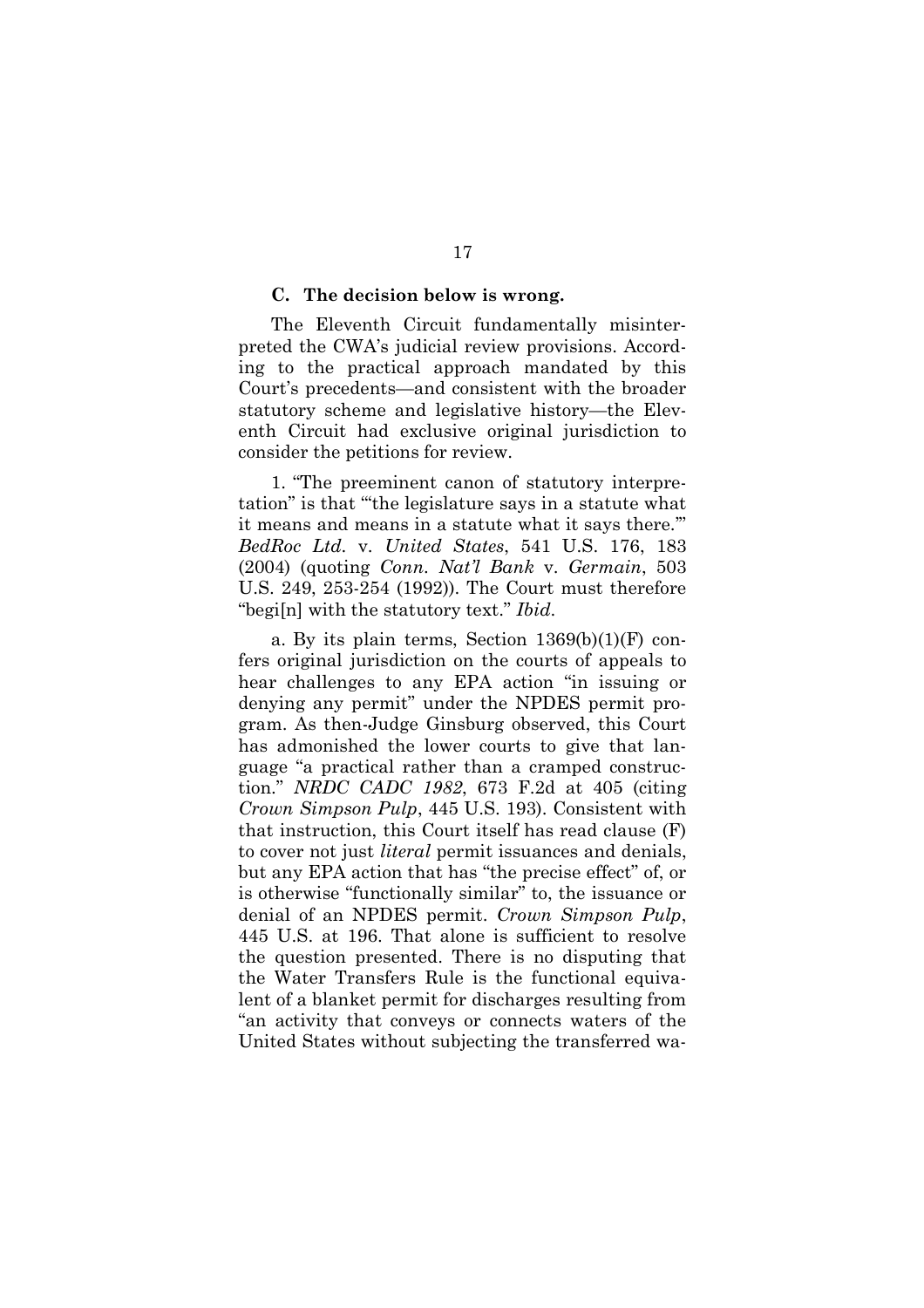### C. The decision below is wrong.

The Eleventh Circuit fundamentally misinterpreted the CWA's judicial review provisions. According to the practical approach mandated by this Court's precedents—and consistent with the broader statutory scheme and legislative history—the Eleventh Circuit had exclusive original jurisdiction to consider the petitions for review.

1. "The preeminent canon of statutory interpretation" is that "'the legislature says in a statute what it means and means in a statute what it says there.'" *BedRoc Ltd.* v. *United States*, 541 U.S. 176, 183 (2004) (quoting *Conn. Nat'l Bank* v. *Germain*, 503 U.S. 249, 253-254 (1992)). The Court must therefore "begi[n] with the statutory text." *Ibid.*

a. By its plain terms, Section 1369(b)(1)(F) confers original jurisdiction on the courts of appeals to hear challenges to any EPA action "in issuing or denying any permit" under the NPDES permit program. As then-Judge Ginsburg observed, this Court has admonished the lower courts to give that language "a practical rather than a cramped construction." *NRDC CADC 1982*, 673 F.2d at 405 (citing *Crown Simpson Pulp*, 445 U.S. 193). Consistent with that instruction, this Court itself has read clause (F) to cover not just *literal* permit issuances and denials, but any EPA action that has "the precise effect" of, or is otherwise "functionally similar" to, the issuance or denial of an NPDES permit. *Crown Simpson Pulp*, 445 U.S. at 196. That alone is sufficient to resolve the question presented. There is no disputing that the Water Transfers Rule is the functional equivalent of a blanket permit for discharges resulting from "an activity that conveys or connects waters of the United States without subjecting the transferred wa-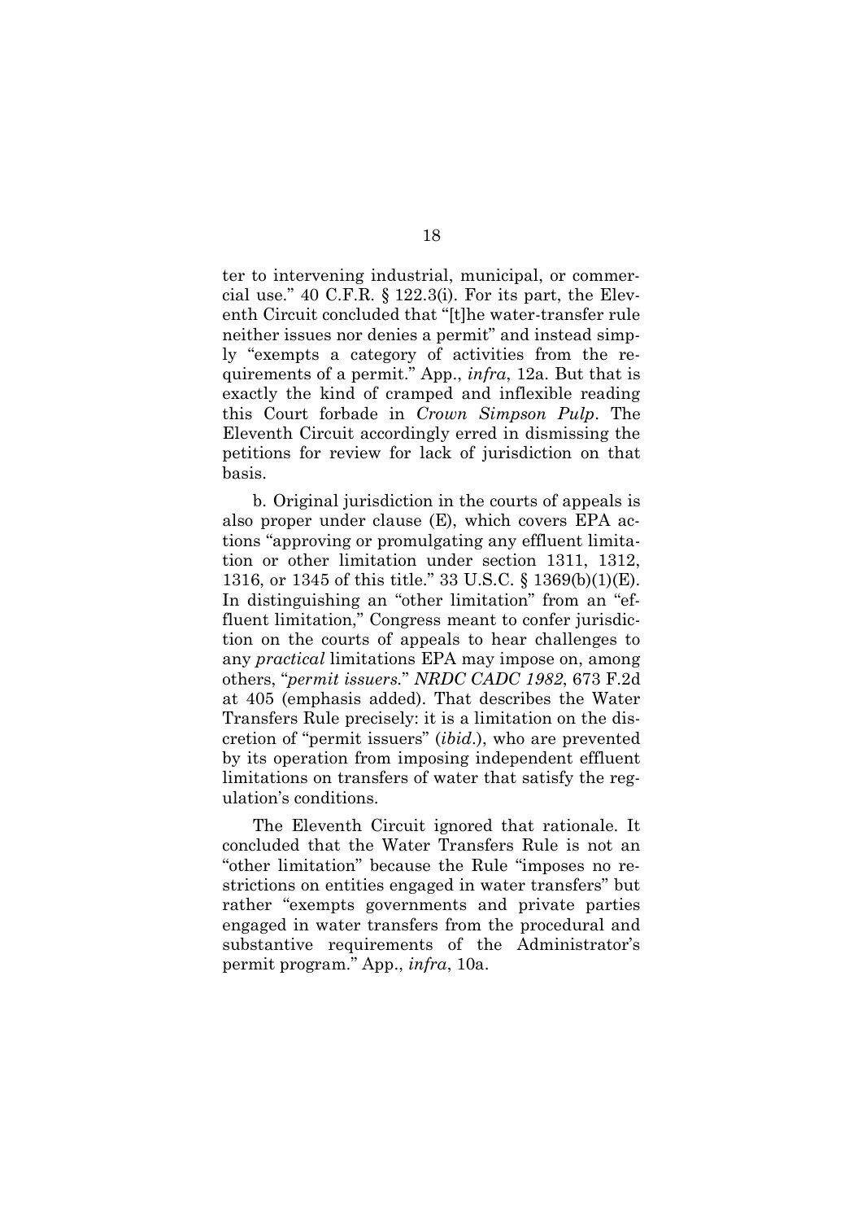ter to intervening industrial, municipal, or commercial use." 40 C.F.R. § 122.3(i). For its part, the Eleventh Circuit concluded that "[t]he water-transfer rule neither issues nor denies a permit" and instead simply "exempts a category of activities from the requirements of a permit." App., *infra*, 12a. But that is exactly the kind of cramped and inflexible reading this Court forbade in *Crown Simpson Pulp*. The Eleventh Circuit accordingly erred in dismissing the petitions for review for lack of jurisdiction on that basis.

b. Original jurisdiction in the courts of appeals is also proper under clause (E), which covers EPA actions "approving or promulgating any effluent limitation or other limitation under section 1311, 1312, 1316, or 1345 of this title." 33 U.S.C. § 1369(b)(1)(E). In distinguishing an "other limitation" from an "effluent limitation," Congress meant to confer jurisdiction on the courts of appeals to hear challenges to any *practical* limitations EPA may impose on, among others, "*permit issuers.*" *NRDC CADC 1982*, 673 F.2d at 405 (emphasis added). That describes the Water Transfers Rule precisely: it is a limitation on the discretion of "permit issuers" (*ibid.*), who are prevented by its operation from imposing independent effluent limitations on transfers of water that satisfy the regulation's conditions.

The Eleventh Circuit ignored that rationale. It concluded that the Water Transfers Rule is not an "other limitation" because the Rule "imposes no restrictions on entities engaged in water transfers" but rather "exempts governments and private parties engaged in water transfers from the procedural and substantive requirements of the Administrator's permit program." App., *infra*, 10a.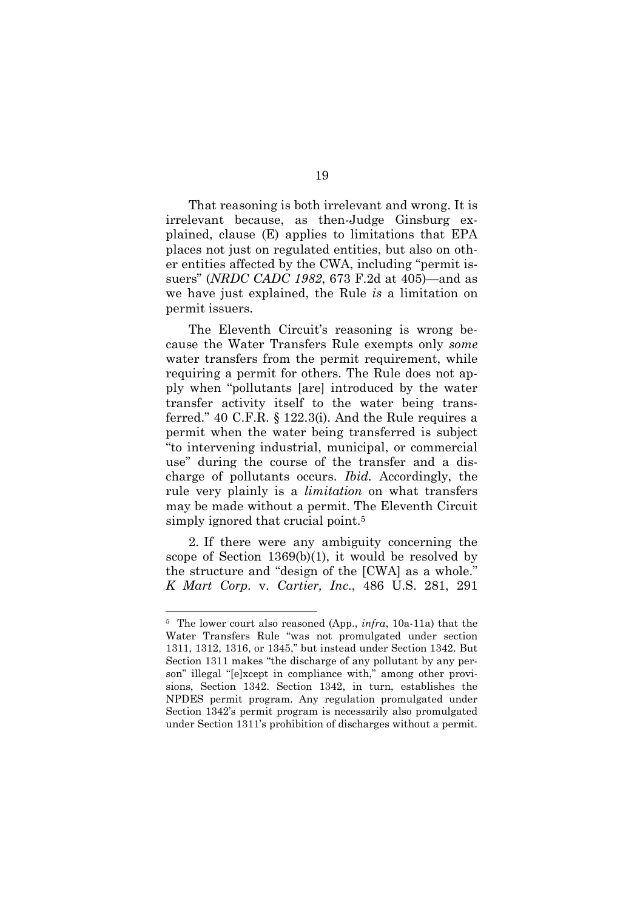That reasoning is both irrelevant and wrong. It is irrelevant because, as then-Judge Ginsburg explained, clause (E) applies to limitations that EPA places not just on regulated entities, but also on other entities affected by the CWA, including "permit issuers" (*NRDC CADC 1982*, 673 F.2d at 405)—and as we have just explained, the Rule *is* a limitation on permit issuers.

The Eleventh Circuit's reasoning is wrong because the Water Transfers Rule exempts only *some* water transfers from the permit requirement, while requiring a permit for others. The Rule does not apply when "pollutants [are] introduced by the water transfer activity itself to the water being transferred." 40 C.F.R. § 122.3(i). And the Rule requires a permit when the water being transferred is subject "to intervening industrial, municipal, or commercial use" during the course of the transfer and a discharge of pollutants occurs. *Ibid.* Accordingly, the rule very plainly is a *limitation* on what transfers may be made without a permit. The Eleventh Circuit simply ignored that crucial point.[5]

2. If there were any ambiguity concerning the scope of Section 1369(b)(1), it would be resolved by the structure and "design of the [CWA] as a whole." *K Mart Corp.* v. *Cartier, Inc.*, 486 U.S. 281, 291

---

[5] The lower court also reasoned (App., *infra*, 10a-11a) that the Water Transfers Rule "was not promulgated under section 1311, 1312, 1316, or 1345," but instead under Section 1342. But Section 1311 makes "the discharge of any pollutant by any person" illegal "[e]xcept in compliance with," among other provisions, Section 1342. Section 1342, in turn, establishes the NPDES permit program. Any regulation promulgated under Section 1342's permit program is necessarily also promulgated under Section 1311's prohibition of discharges without a permit.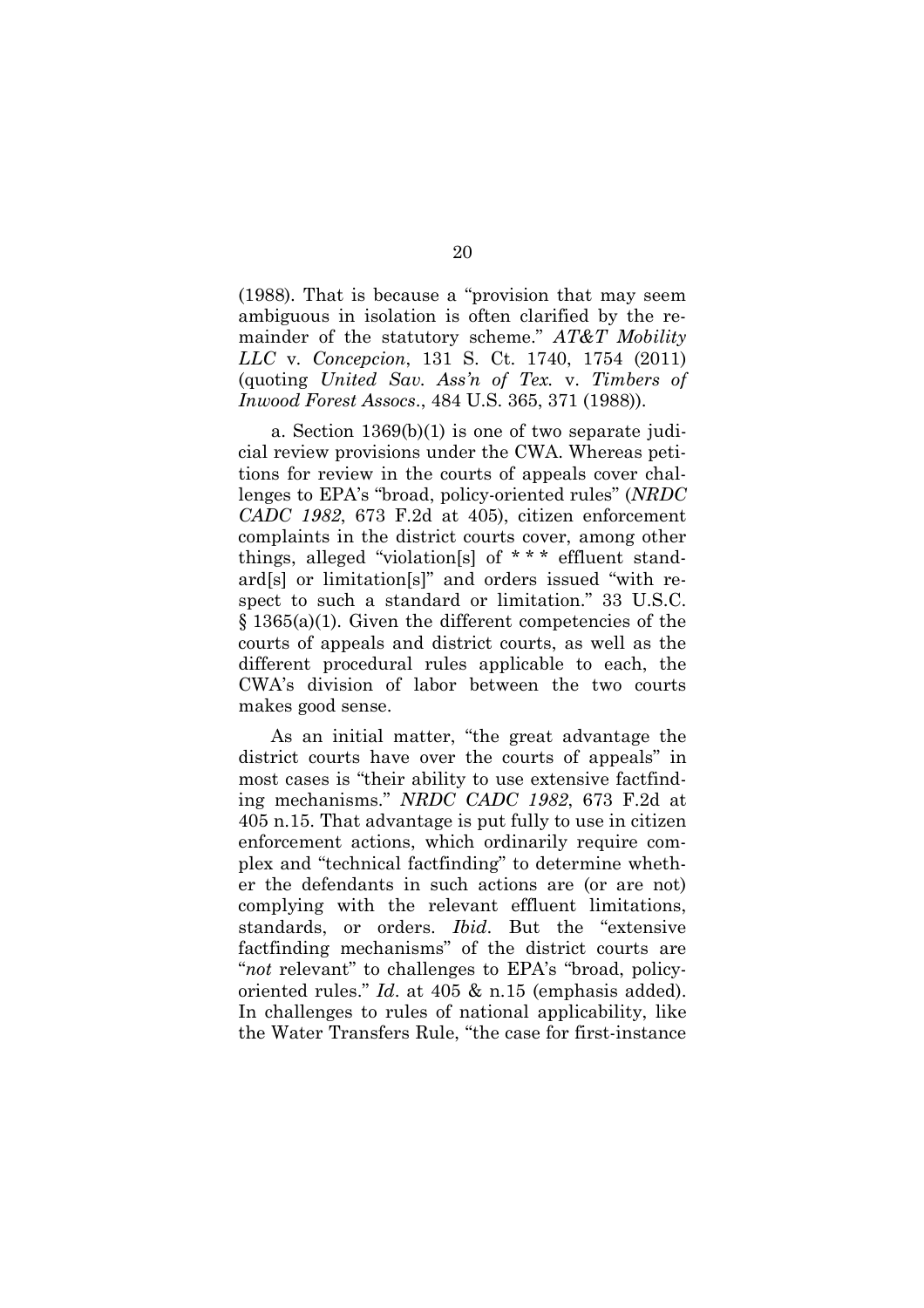(1988). That is because a "provision that may seem ambiguous in isolation is often clarified by the remainder of the statutory scheme." *AT&T Mobility LLC* v. *Concepcion*, 131 S. Ct. 1740, 1754 (2011) (quoting *United Sav. Ass'n of Tex.* v. *Timbers of Inwood Forest Assocs*., 484 U.S. 365, 371 (1988)).

a. Section 1369(b)(1) is one of two separate judicial review provisions under the CWA. Whereas petitions for review in the courts of appeals cover challenges to EPA's "broad, policy-oriented rules" (*NRDC CADC 1982*, 673 F.2d at 405), citizen enforcement complaints in the district courts cover, among other things, alleged "violation[s] of * * * effluent standard[s] or limitation[s]" and orders issued "with respect to such a standard or limitation." 33 U.S.C. § 1365(a)(1). Given the different competencies of the courts of appeals and district courts, as well as the different procedural rules applicable to each, the CWA's division of labor between the two courts makes good sense.

As an initial matter, "the great advantage the district courts have over the courts of appeals" in most cases is "their ability to use extensive factfinding mechanisms." *NRDC CADC 1982*, 673 F.2d at 405 n.15. That advantage is put fully to use in citizen enforcement actions, which ordinarily require complex and "technical factfinding" to determine whether the defendants in such actions are (or are not) complying with the relevant effluent limitations, standards, or orders. *Ibid*. But the "extensive factfinding mechanisms" of the district courts are "*not* relevant" to challenges to EPA's "broad, policy-oriented rules." *Id*. at 405 & n.15 (emphasis added). In challenges to rules of national applicability, like the Water Transfers Rule, "the case for first-instance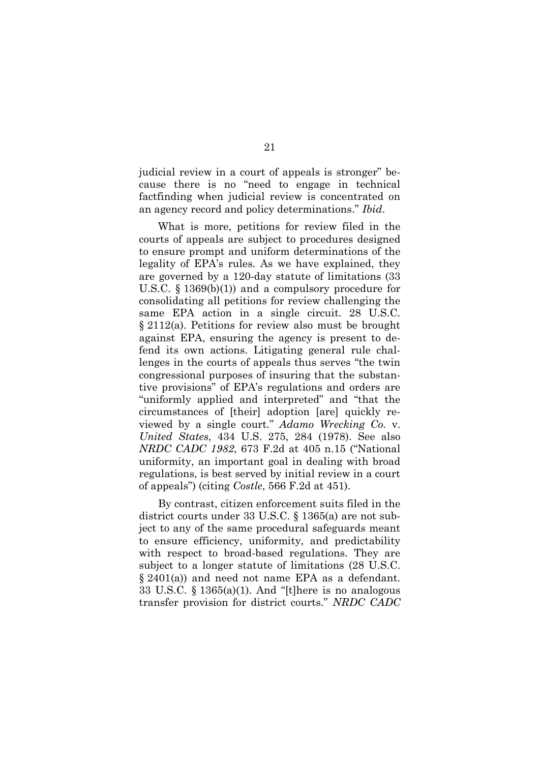judicial review in a court of appeals is stronger" because there is no "need to engage in technical factfinding when judicial review is concentrated on an agency record and policy determinations." *Ibid*.

What is more, petitions for review filed in the courts of appeals are subject to procedures designed to ensure prompt and uniform determinations of the legality of EPA's rules. As we have explained, they are governed by a 120-day statute of limitations (33 U.S.C. § 1369(b)(1)) and a compulsory procedure for consolidating all petitions for review challenging the same EPA action in a single circuit. 28 U.S.C. § 2112(a). Petitions for review also must be brought against EPA, ensuring the agency is present to defend its own actions. Litigating general rule challenges in the courts of appeals thus serves "the twin congressional purposes of insuring that the substantive provisions" of EPA's regulations and orders are "uniformly applied and interpreted" and "that the circumstances of [their] adoption [are] quickly reviewed by a single court." *Adamo Wrecking Co.* v. *United States*, 434 U.S. 275, 284 (1978). See also *NRDC CADC 1982*, 673 F.2d at 405 n.15 ("National uniformity, an important goal in dealing with broad regulations, is best served by initial review in a court of appeals") (citing *Costle*, 566 F.2d at 451).

By contrast, citizen enforcement suits filed in the district courts under 33 U.S.C. § 1365(a) are not subject to any of the same procedural safeguards meant to ensure efficiency, uniformity, and predictability with respect to broad-based regulations. They are subject to a longer statute of limitations (28 U.S.C. § 2401(a)) and need not name EPA as a defendant. 33 U.S.C. § 1365(a)(1). And "[t]here is no analogous transfer provision for district courts." *NRDC CADC*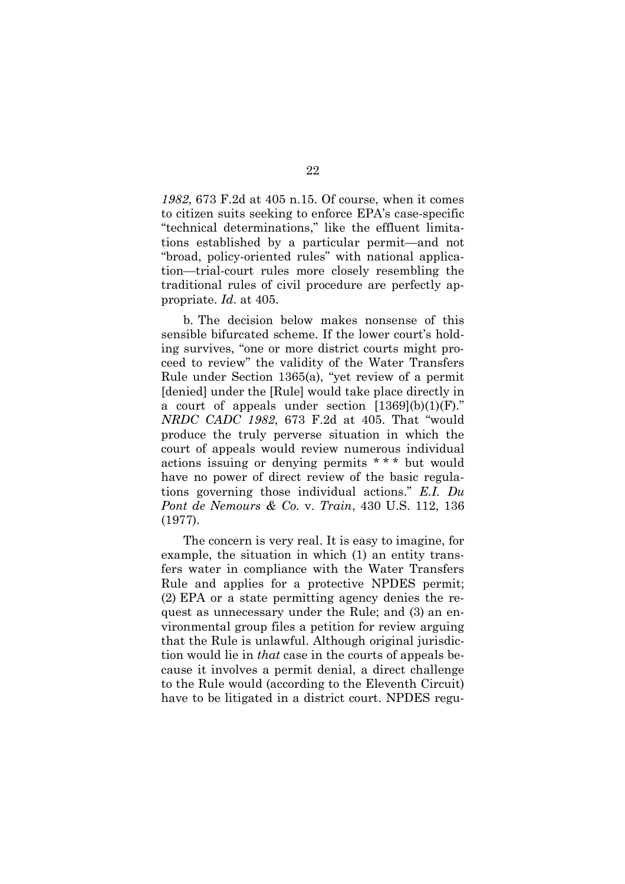*1982*, 673 F.2d at 405 n.15. Of course, when it comes to citizen suits seeking to enforce EPA's case-specific "technical determinations," like the effluent limitations established by a particular permit—and not "broad, policy-oriented rules" with national application—trial-court rules more closely resembling the traditional rules of civil procedure are perfectly appropriate. *Id.* at 405.

b. The decision below makes nonsense of this sensible bifurcated scheme. If the lower court's holding survives, "one or more district courts might proceed to review" the validity of the Water Transfers Rule under Section 1365(a), "yet review of a permit [denied] under the [Rule] would take place directly in a court of appeals under section [1369](b)(1)(F)." *NRDC CADC 1982*, 673 F.2d at 405. That "would produce the truly perverse situation in which the court of appeals would review numerous individual actions issuing or denying permits * * * but would have no power of direct review of the basic regulations governing those individual actions." *E.I. Du Pont de Nemours & Co.* v. *Train*, 430 U.S. 112, 136 (1977).

The concern is very real. It is easy to imagine, for example, the situation in which (1) an entity transfers water in compliance with the Water Transfers Rule and applies for a protective NPDES permit; (2) EPA or a state permitting agency denies the request as unnecessary under the Rule; and (3) an environmental group files a petition for review arguing that the Rule is unlawful. Although original jurisdiction would lie in *that* case in the courts of appeals because it involves a permit denial, a direct challenge to the Rule would (according to the Eleventh Circuit) have to be litigated in a district court. NPDES regu-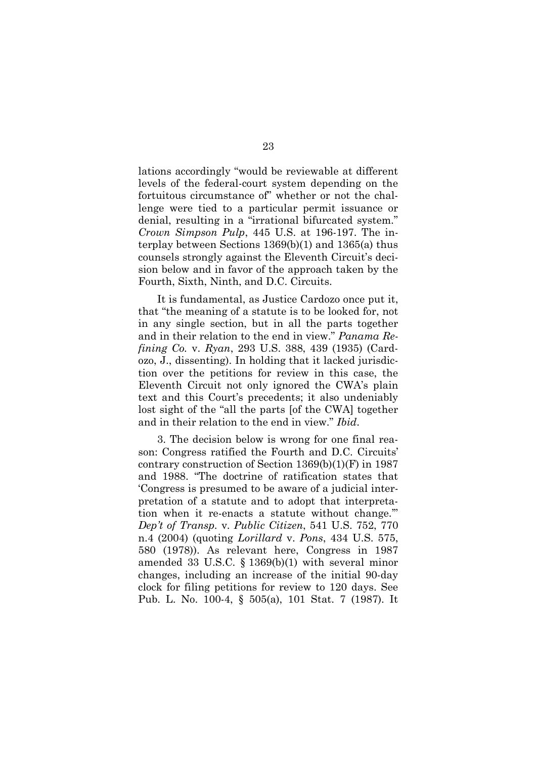lations accordingly "would be reviewable at different levels of the federal-court system depending on the fortuitous circumstance of" whether or not the challenge were tied to a particular permit issuance or denial, resulting in a "irrational bifurcated system." *Crown Simpson Pulp*, 445 U.S. at 196-197. The interplay between Sections 1369(b)(1) and 1365(a) thus counsels strongly against the Eleventh Circuit's decision below and in favor of the approach taken by the Fourth, Sixth, Ninth, and D.C. Circuits.

It is fundamental, as Justice Cardozo once put it, that "the meaning of a statute is to be looked for, not in any single section, but in all the parts together and in their relation to the end in view." *Panama Refining Co.* v. *Ryan*, 293 U.S. 388, 439 (1935) (Cardozo, J., dissenting). In holding that it lacked jurisdiction over the petitions for review in this case, the Eleventh Circuit not only ignored the CWA's plain text and this Court's precedents; it also undeniably lost sight of the "all the parts [of the CWA] together and in their relation to the end in view." *Ibid*.

3. The decision below is wrong for one final reason: Congress ratified the Fourth and D.C. Circuits' contrary construction of Section 1369(b)(1)(F) in 1987 and 1988. "The doctrine of ratification states that 'Congress is presumed to be aware of a judicial interpretation of a statute and to adopt that interpretation when it re-enacts a statute without change.'" *Dep't of Transp.* v. *Public Citizen*, 541 U.S. 752, 770 n.4 (2004) (quoting *Lorillard* v. *Pons*, 434 U.S. 575, 580 (1978)). As relevant here, Congress in 1987 amended 33 U.S.C. § 1369(b)(1) with several minor changes, including an increase of the initial 90-day clock for filing petitions for review to 120 days. See Pub. L. No. 100-4, § 505(a), 101 Stat. 7 (1987). It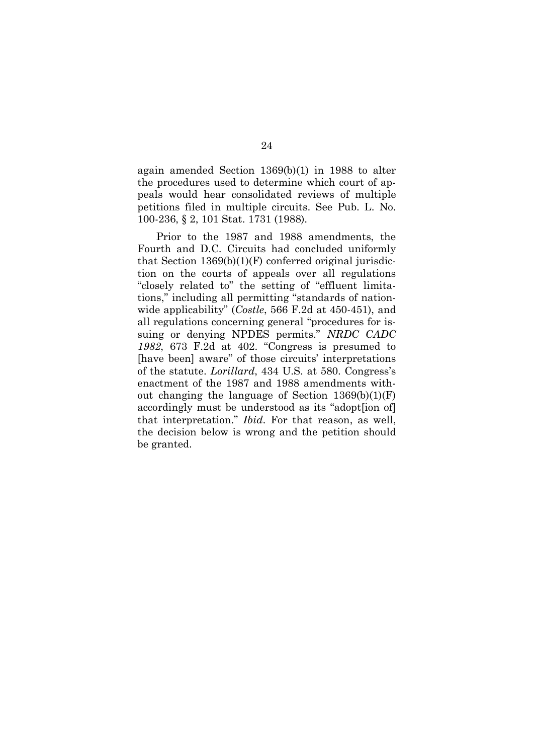again amended Section 1369(b)(1) in 1988 to alter the procedures used to determine which court of appeals would hear consolidated reviews of multiple petitions filed in multiple circuits. See Pub. L. No. 100-236, § 2, 101 Stat. 1731 (1988).

Prior to the 1987 and 1988 amendments, the Fourth and D.C. Circuits had concluded uniformly that Section 1369(b)(1)(F) conferred original jurisdiction on the courts of appeals over all regulations "closely related to" the setting of "effluent limitations," including all permitting "standards of nationwide applicability" (*Costle*, 566 F.2d at 450-451), and all regulations concerning general "procedures for issuing or denying NPDES permits." *NRDC CADC 1982*, 673 F.2d at 402. "Congress is presumed to [have been] aware" of those circuits' interpretations of the statute. *Lorillard*, 434 U.S. at 580. Congress's enactment of the 1987 and 1988 amendments without changing the language of Section 1369(b)(1)(F) accordingly must be understood as its "adopt[ion of] that interpretation." *Ibid.* For that reason, as well, the decision below is wrong and the petition should be granted.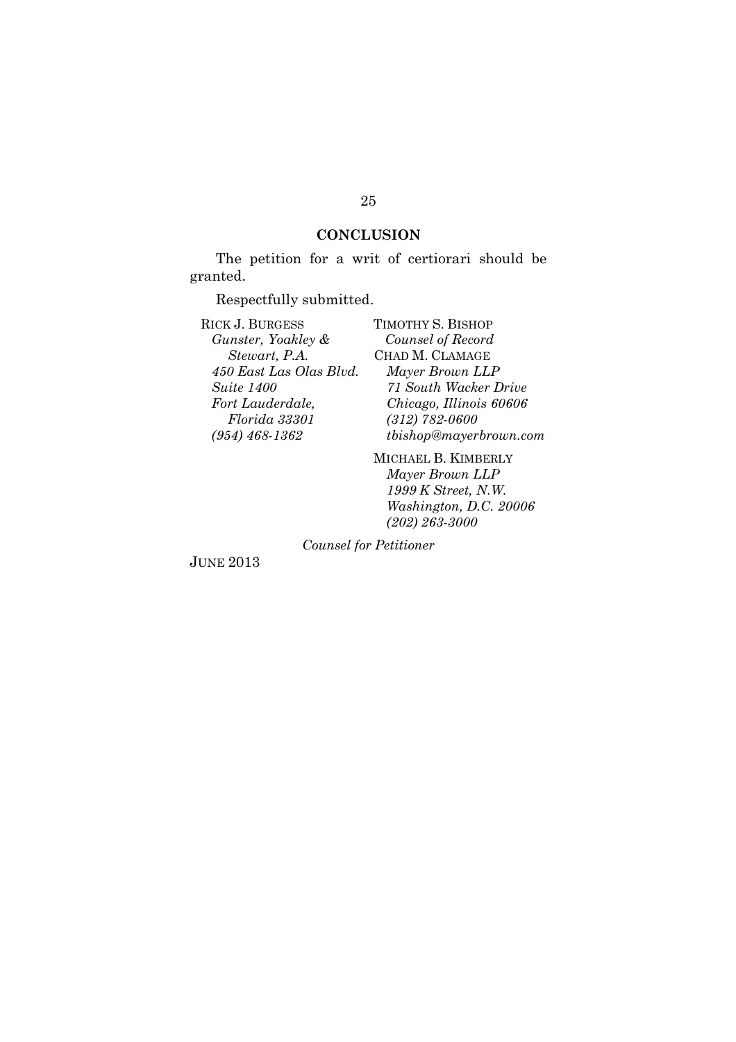## CONCLUSION

The petition for a writ of certiorari should be granted.

Respectfully submitted.

RICK J. BURGESS
*Gunster, Yoakley & Stewart, P.A.*
*450 East Las Olas Blvd.*
*Suite 1400*
*Fort Lauderdale, Florida 33301*
*(954) 468-1362*

TIMOTHY S. BISHOP
*Counsel of Record*
CHAD M. CLAMAGE
*Mayer Brown LLP*
*71 South Wacker Drive*
*Chicago, Illinois 60606*
*(312) 782-0600*
*tbishop@mayerbrown.com*

MICHAEL B. KIMBERLY
*Mayer Brown LLP*
*1999 K Street, N.W.*
*Washington, D.C. 20006*
*(202) 263-3000*

*Counsel for Petitioner*

JUNE 2013